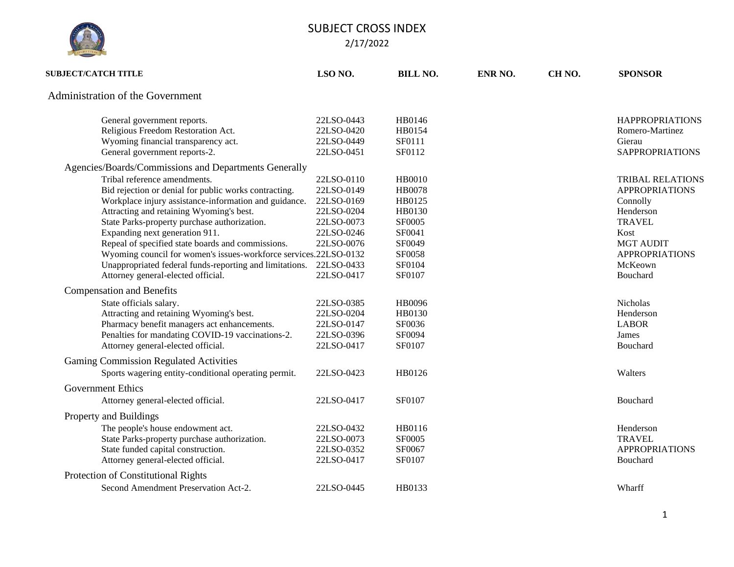# SUBJECT CROSS INDEX

2/17/2022

| SUBJECT/CATCH TITLE | LSO NO. | BILL NO. | ENR NO. | CH NO. | SPONSOR |
|---|---|---|---|---|---|
| **Administration of the Government** | | | | | |
| General government reports. | 22LSO-0443 | HB0146 | | | HAPPROPRIATIONS |
| Religious Freedom Restoration Act. | 22LSO-0420 | HB0154 | | | Romero-Martinez |
| Wyoming financial transparency act. | 22LSO-0449 | SF0111 | | | Gierau |
| General government reports-2. | 22LSO-0451 | SF0112 | | | SAPPROPRIATIONS |
| **Agencies/Boards/Commissions and Departments Generally** | | | | | |
| Tribal reference amendments. | 22LSO-0110 | HB0010 | | | TRIBAL RELATIONS |
| Bid rejection or denial for public works contracting. | 22LSO-0149 | HB0078 | | | APPROPRIATIONS |
| Workplace injury assistance-information and guidance. | 22LSO-0169 | HB0125 | | | Connolly |
| Attracting and retaining Wyoming's best. | 22LSO-0204 | HB0130 | | | Henderson |
| State Parks-property purchase authorization. | 22LSO-0073 | SF0005 | | | TRAVEL |
| Expanding next generation 911. | 22LSO-0246 | SF0041 | | | Kost |
| Repeal of specified state boards and commissions. | 22LSO-0076 | SF0049 | | | MGT AUDIT |
| Wyoming council for women's issues-workforce services. | 22LSO-0132 | SF0058 | | | APPROPRIATIONS |
| Unappropriated federal funds-reporting and limitations. | 22LSO-0433 | SF0104 | | | McKeown |
| Attorney general-elected official. | 22LSO-0417 | SF0107 | | | Bouchard |
| **Compensation and Benefits** | | | | | |
| State officials salary. | 22LSO-0385 | HB0096 | | | Nicholas |
| Attracting and retaining Wyoming's best. | 22LSO-0204 | HB0130 | | | Henderson |
| Pharmacy benefit managers act enhancements. | 22LSO-0147 | SF0036 | | | LABOR |
| Penalties for mandating COVID-19 vaccinations-2. | 22LSO-0396 | SF0094 | | | James |
| Attorney general-elected official. | 22LSO-0417 | SF0107 | | | Bouchard |
| **Gaming Commission Regulated Activities** | | | | | |
| Sports wagering entity-conditional operating permit. | 22LSO-0423 | HB0126 | | | Walters |
| **Government Ethics** | | | | | |
| Attorney general-elected official. | 22LSO-0417 | SF0107 | | | Bouchard |
| **Property and Buildings** | | | | | |
| The people's house endowment act. | 22LSO-0432 | HB0116 | | | Henderson |
| State Parks-property purchase authorization. | 22LSO-0073 | SF0005 | | | TRAVEL |
| State funded capital construction. | 22LSO-0352 | SF0067 | | | APPROPRIATIONS |
| Attorney general-elected official. | 22LSO-0417 | SF0107 | | | Bouchard |
| **Protection of Constitutional Rights** | | | | | |
| Second Amendment Preservation Act-2. | 22LSO-0445 | HB0133 | | | Wharff |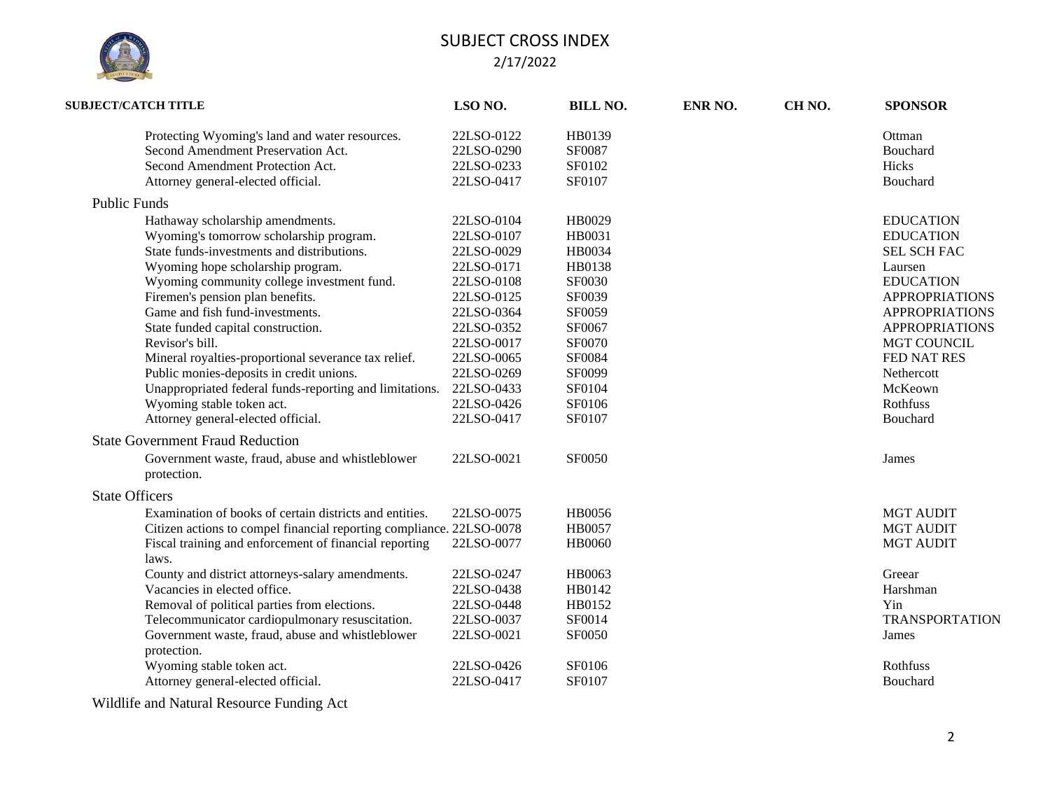# SUBJECT CROSS INDEX

2/17/2022

| SUBJECT/CATCH TITLE | LSO NO. | BILL NO. | ENR NO. | CH NO. | SPONSOR |
|---|---|---|---|---|---|
| Protecting Wyoming's land and water resources. | 22LSO-0122 | HB0139 | | | Ottman |
| Second Amendment Preservation Act. | 22LSO-0290 | SF0087 | | | Bouchard |
| Second Amendment Protection Act. | 22LSO-0233 | SF0102 | | | Hicks |
| Attorney general-elected official. | 22LSO-0417 | SF0107 | | | Bouchard |
| **Public Funds** | | | | | |
| Hathaway scholarship amendments. | 22LSO-0104 | HB0029 | | | EDUCATION |
| Wyoming's tomorrow scholarship program. | 22LSO-0107 | HB0031 | | | EDUCATION |
| State funds-investments and distributions. | 22LSO-0029 | HB0034 | | | SEL SCH FAC |
| Wyoming hope scholarship program. | 22LSO-0171 | HB0138 | | | Laursen |
| Wyoming community college investment fund. | 22LSO-0108 | SF0030 | | | EDUCATION |
| Firemen's pension plan benefits. | 22LSO-0125 | SF0039 | | | APPROPRIATIONS |
| Game and fish fund-investments. | 22LSO-0364 | SF0059 | | | APPROPRIATIONS |
| State funded capital construction. | 22LSO-0352 | SF0067 | | | APPROPRIATIONS |
| Revisor's bill. | 22LSO-0017 | SF0070 | | | MGT COUNCIL |
| Mineral royalties-proportional severance tax relief. | 22LSO-0065 | SF0084 | | | FED NAT RES |
| Public monies-deposits in credit unions. | 22LSO-0269 | SF0099 | | | Nethercott |
| Unappropriated federal funds-reporting and limitations. | 22LSO-0433 | SF0104 | | | McKeown |
| Wyoming stable token act. | 22LSO-0426 | SF0106 | | | Rothfuss |
| Attorney general-elected official. | 22LSO-0417 | SF0107 | | | Bouchard |
| **State Government Fraud Reduction** | | | | | |
| Government waste, fraud, abuse and whistleblower protection. | 22LSO-0021 | SF0050 | | | James |
| **State Officers** | | | | | |
| Examination of books of certain districts and entities. | 22LSO-0075 | HB0056 | | | MGT AUDIT |
| Citizen actions to compel financial reporting compliance. | 22LSO-0078 | HB0057 | | | MGT AUDIT |
| Fiscal training and enforcement of financial reporting laws. | 22LSO-0077 | HB0060 | | | MGT AUDIT |
| County and district attorneys-salary amendments. | 22LSO-0247 | HB0063 | | | Greear |
| Vacancies in elected office. | 22LSO-0438 | HB0142 | | | Harshman |
| Removal of political parties from elections. | 22LSO-0448 | HB0152 | | | Yin |
| Telecommunicator cardiopulmonary resuscitation. | 22LSO-0037 | SF0014 | | | TRANSPORTATION |
| Government waste, fraud, abuse and whistleblower protection. | 22LSO-0021 | SF0050 | | | James |
| Wyoming stable token act. | 22LSO-0426 | SF0106 | | | Rothfuss |
| Attorney general-elected official. | 22LSO-0417 | SF0107 | | | Bouchard |
| **Wildlife and Natural Resource Funding Act** | | | | | |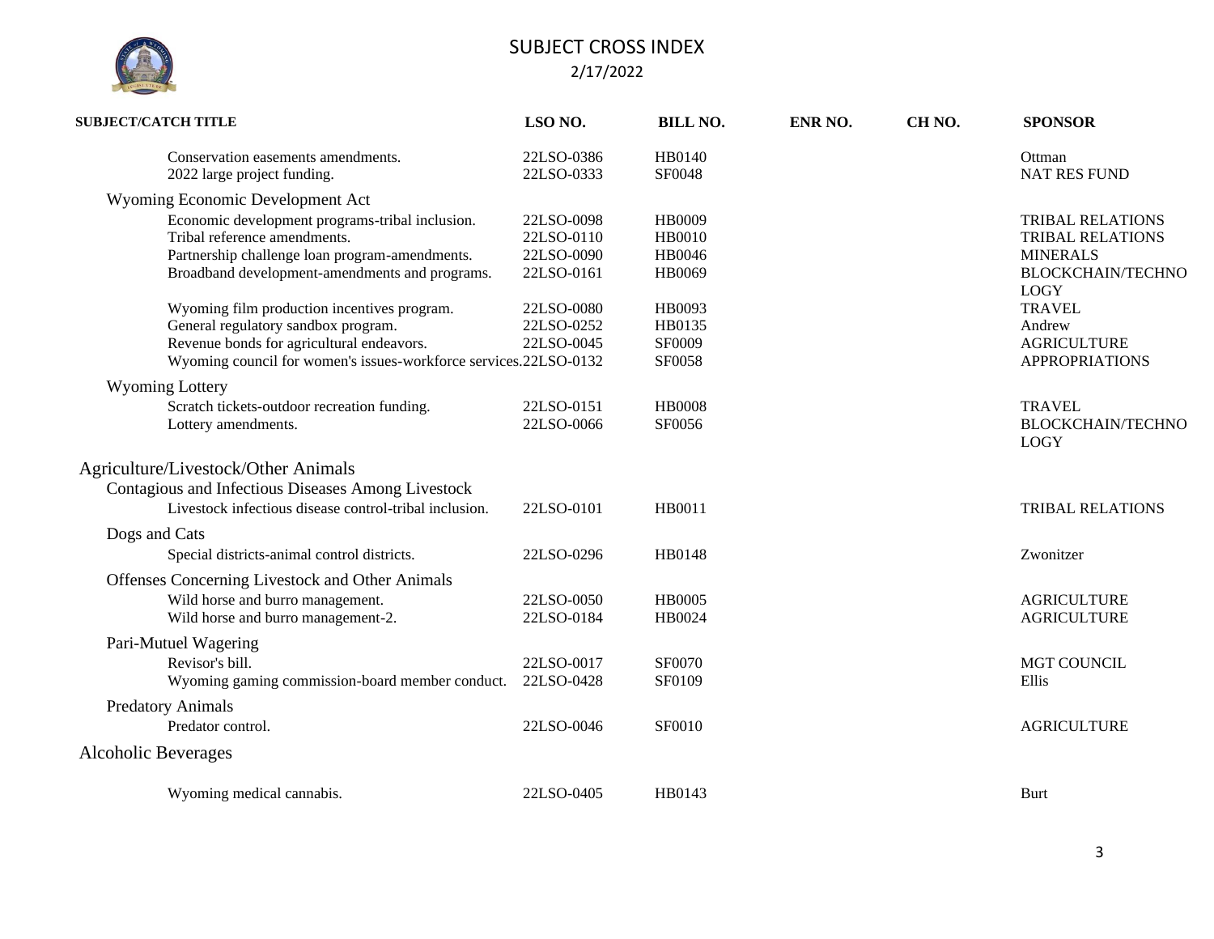# SUBJECT CROSS INDEX

2/17/2022

| SUBJECT/CATCH TITLE | LSO NO. | BILL NO. | ENR NO. | CH NO. | SPONSOR |
|---|---|---|---|---|---|
| Conservation easements amendments. | 22LSO-0386 | HB0140 | | | Ottman |
| 2022 large project funding. | 22LSO-0333 | SF0048 | | | NAT RES FUND |
| **Wyoming Economic Development Act** | | | | | |
| Economic development programs-tribal inclusion. | 22LSO-0098 | HB0009 | | | TRIBAL RELATIONS |
| Tribal reference amendments. | 22LSO-0110 | HB0010 | | | TRIBAL RELATIONS |
| Partnership challenge loan program-amendments. | 22LSO-0090 | HB0046 | | | MINERALS |
| Broadband development-amendments and programs. | 22LSO-0161 | HB0069 | | | BLOCKCHAIN/TECHNOLOGY |
| Wyoming film production incentives program. | 22LSO-0080 | HB0093 | | | TRAVEL |
| General regulatory sandbox program. | 22LSO-0252 | HB0135 | | | Andrew |
| Revenue bonds for agricultural endeavors. | 22LSO-0045 | SF0009 | | | AGRICULTURE |
| Wyoming council for women's issues-workforce services. | 22LSO-0132 | SF0058 | | | APPROPRIATIONS |
| **Wyoming Lottery** | | | | | |
| Scratch tickets-outdoor recreation funding. | 22LSO-0151 | HB0008 | | | TRAVEL |
| Lottery amendments. | 22LSO-0066 | SF0056 | | | BLOCKCHAIN/TECHNOLOGY |
| **Agriculture/Livestock/Other Animals** | | | | | |
| **Contagious and Infectious Diseases Among Livestock** | | | | | |
| Livestock infectious disease control-tribal inclusion. | 22LSO-0101 | HB0011 | | | TRIBAL RELATIONS |
| **Dogs and Cats** | | | | | |
| Special districts-animal control districts. | 22LSO-0296 | HB0148 | | | Zwonitzer |
| **Offenses Concerning Livestock and Other Animals** | | | | | |
| Wild horse and burro management. | 22LSO-0050 | HB0005 | | | AGRICULTURE |
| Wild horse and burro management-2. | 22LSO-0184 | HB0024 | | | AGRICULTURE |
| **Pari-Mutuel Wagering** | | | | | |
| Revisor's bill. | 22LSO-0017 | SF0070 | | | MGT COUNCIL |
| Wyoming gaming commission-board member conduct. | 22LSO-0428 | SF0109 | | | Ellis |
| **Predatory Animals** | | | | | |
| Predator control. | 22LSO-0046 | SF0010 | | | AGRICULTURE |
| **Alcoholic Beverages** | | | | | |
| Wyoming medical cannabis. | 22LSO-0405 | HB0143 | | | Burt |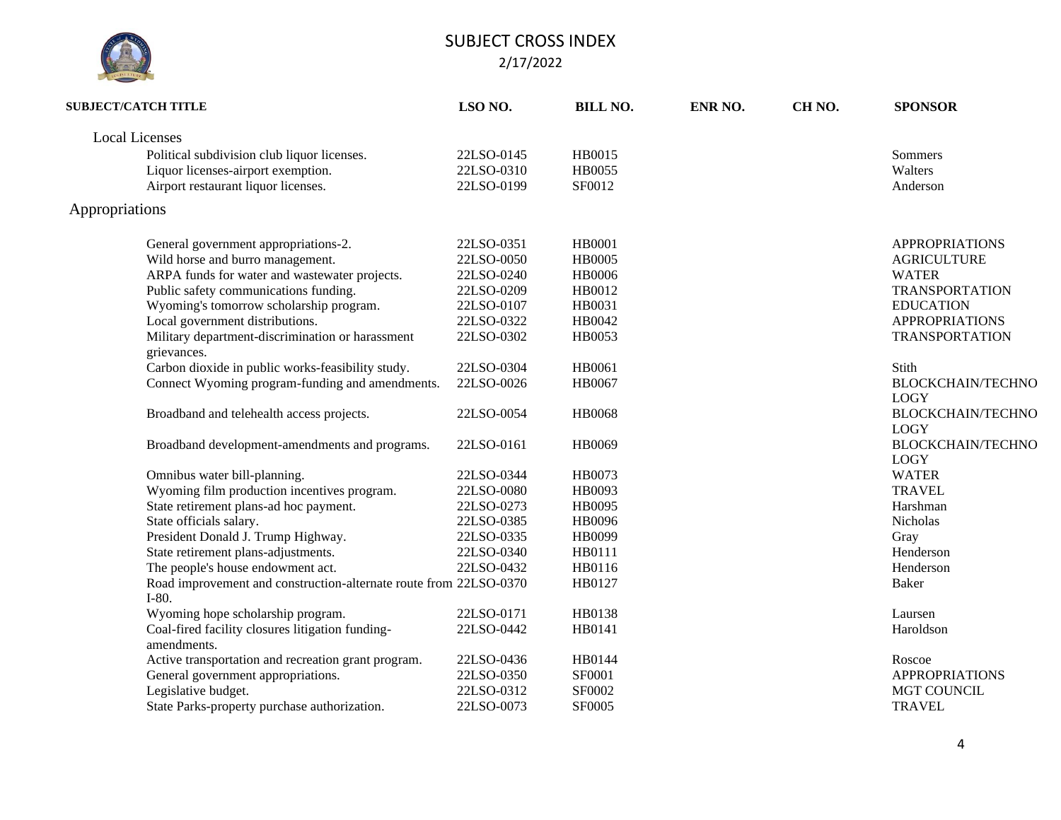# SUBJECT CROSS INDEX

2/17/2022

| SUBJECT/CATCH TITLE | LSO NO. | BILL NO. | ENR NO. | CH NO. | SPONSOR |
|---|---|---|---|---|---|
| Local Licenses | | | | | |
| Political subdivision club liquor licenses. | 22LSO-0145 | HB0015 | | | Sommers |
| Liquor licenses-airport exemption. | 22LSO-0310 | HB0055 | | | Walters |
| Airport restaurant liquor licenses. | 22LSO-0199 | SF0012 | | | Anderson |
| **Appropriations** | | | | | |
| General government appropriations-2. | 22LSO-0351 | HB0001 | | | APPROPRIATIONS |
| Wild horse and burro management. | 22LSO-0050 | HB0005 | | | AGRICULTURE |
| ARPA funds for water and wastewater projects. | 22LSO-0240 | HB0006 | | | WATER |
| Public safety communications funding. | 22LSO-0209 | HB0012 | | | TRANSPORTATION |
| Wyoming's tomorrow scholarship program. | 22LSO-0107 | HB0031 | | | EDUCATION |
| Local government distributions. | 22LSO-0322 | HB0042 | | | APPROPRIATIONS |
| Military department-discrimination or harassment grievances. | 22LSO-0302 | HB0053 | | | TRANSPORTATION |
| Carbon dioxide in public works-feasibility study. | 22LSO-0304 | HB0061 | | | Stith |
| Connect Wyoming program-funding and amendments. | 22LSO-0026 | HB0067 | | | BLOCKCHAIN/TECHNOLOGY |
| Broadband and telehealth access projects. | 22LSO-0054 | HB0068 | | | BLOCKCHAIN/TECHNOLOGY |
| Broadband development-amendments and programs. | 22LSO-0161 | HB0069 | | | BLOCKCHAIN/TECHNOLOGY |
| Omnibus water bill-planning. | 22LSO-0344 | HB0073 | | | WATER |
| Wyoming film production incentives program. | 22LSO-0080 | HB0093 | | | TRAVEL |
| State retirement plans-ad hoc payment. | 22LSO-0273 | HB0095 | | | Harshman |
| State officials salary. | 22LSO-0385 | HB0096 | | | Nicholas |
| President Donald J. Trump Highway. | 22LSO-0335 | HB0099 | | | Gray |
| State retirement plans-adjustments. | 22LSO-0340 | HB0111 | | | Henderson |
| The people's house endowment act. | 22LSO-0432 | HB0116 | | | Henderson |
| Road improvement and construction-alternate route from I-80. | 22LSO-0370 | HB0127 | | | Baker |
| Wyoming hope scholarship program. | 22LSO-0171 | HB0138 | | | Laursen |
| Coal-fired facility closures litigation funding-amendments. | 22LSO-0442 | HB0141 | | | Haroldson |
| Active transportation and recreation grant program. | 22LSO-0436 | HB0144 | | | Roscoe |
| General government appropriations. | 22LSO-0350 | SF0001 | | | APPROPRIATIONS |
| Legislative budget. | 22LSO-0312 | SF0002 | | | MGT COUNCIL |
| State Parks-property purchase authorization. | 22LSO-0073 | SF0005 | | | TRAVEL |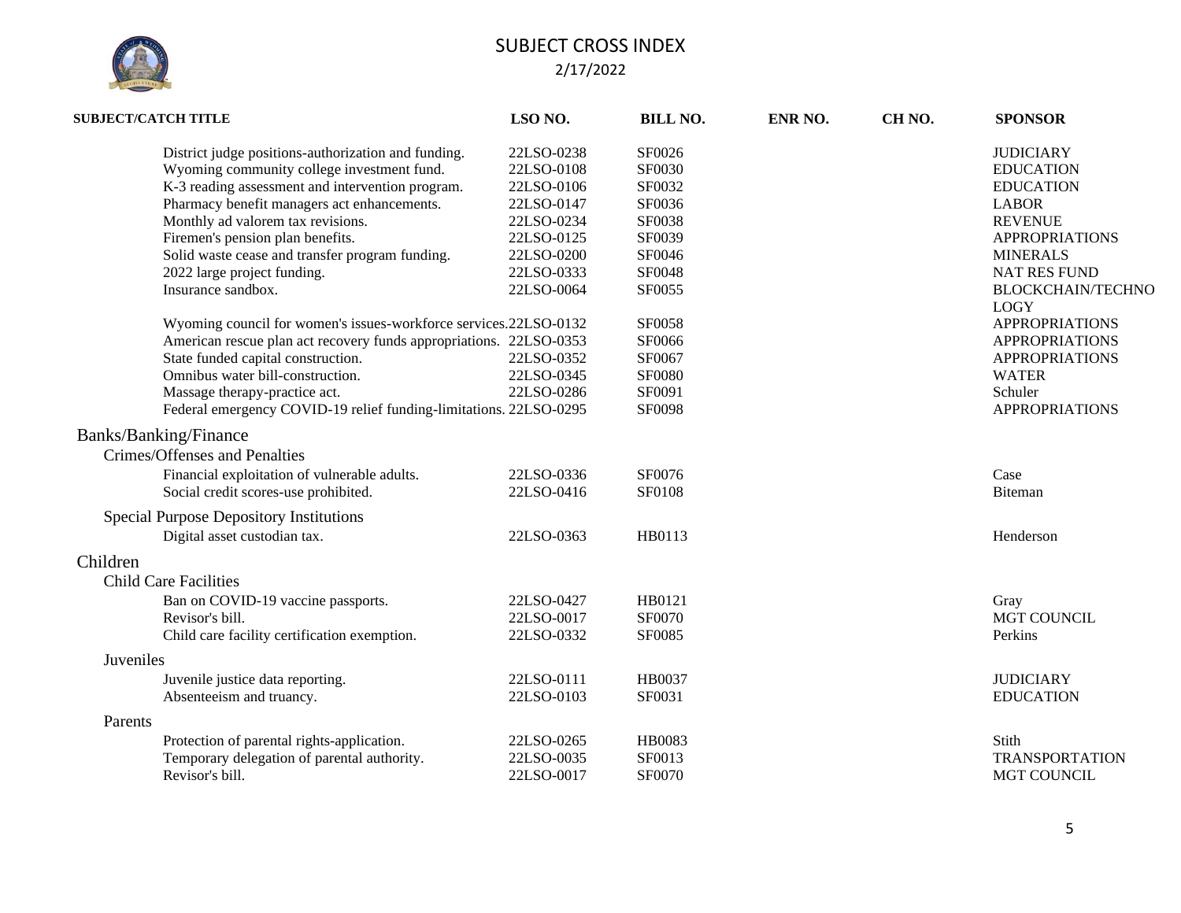# SUBJECT CROSS INDEX

2/17/2022

| SUBJECT/CATCH TITLE | LSO NO. | BILL NO. | ENR NO. | CH NO. | SPONSOR |
|---|---|---|---|---|---|
| District judge positions-authorization and funding. | 22LSO-0238 | SF0026 | | | JUDICIARY |
| Wyoming community college investment fund. | 22LSO-0108 | SF0030 | | | EDUCATION |
| K-3 reading assessment and intervention program. | 22LSO-0106 | SF0032 | | | EDUCATION |
| Pharmacy benefit managers act enhancements. | 22LSO-0147 | SF0036 | | | LABOR |
| Monthly ad valorem tax revisions. | 22LSO-0234 | SF0038 | | | REVENUE |
| Firemen's pension plan benefits. | 22LSO-0125 | SF0039 | | | APPROPRIATIONS |
| Solid waste cease and transfer program funding. | 22LSO-0200 | SF0046 | | | MINERALS |
| 2022 large project funding. | 22LSO-0333 | SF0048 | | | NAT RES FUND |
| Insurance sandbox. | 22LSO-0064 | SF0055 | | | BLOCKCHAIN/TECHNOLOGY |
| Wyoming council for women's issues-workforce services. | 22LSO-0132 | SF0058 | | | APPROPRIATIONS |
| American rescue plan act recovery funds appropriations. | 22LSO-0353 | SF0066 | | | APPROPRIATIONS |
| State funded capital construction. | 22LSO-0352 | SF0067 | | | APPROPRIATIONS |
| Omnibus water bill-construction. | 22LSO-0345 | SF0080 | | | WATER |
| Massage therapy-practice act. | 22LSO-0286 | SF0091 | | | Schuler |
| Federal emergency COVID-19 relief funding-limitations. | 22LSO-0295 | SF0098 | | | APPROPRIATIONS |
| **Banks/Banking/Finance** | | | | | |
| *Crimes/Offenses and Penalties* | | | | | |
| Financial exploitation of vulnerable adults. | 22LSO-0336 | SF0076 | | | Case |
| Social credit scores-use prohibited. | 22LSO-0416 | SF0108 | | | Biteman |
| *Special Purpose Depository Institutions* | | | | | |
| Digital asset custodian tax. | 22LSO-0363 | HB0113 | | | Henderson |
| **Children** | | | | | |
| *Child Care Facilities* | | | | | |
| Ban on COVID-19 vaccine passports. | 22LSO-0427 | HB0121 | | | Gray |
| Revisor's bill. | 22LSO-0017 | SF0070 | | | MGT COUNCIL |
| Child care facility certification exemption. | 22LSO-0332 | SF0085 | | | Perkins |
| *Juveniles* | | | | | |
| Juvenile justice data reporting. | 22LSO-0111 | HB0037 | | | JUDICIARY |
| Absenteeism and truancy. | 22LSO-0103 | SF0031 | | | EDUCATION |
| *Parents* | | | | | |
| Protection of parental rights-application. | 22LSO-0265 | HB0083 | | | Stith |
| Temporary delegation of parental authority. | 22LSO-0035 | SF0013 | | | TRANSPORTATION |
| Revisor's bill. | 22LSO-0017 | SF0070 | | | MGT COUNCIL |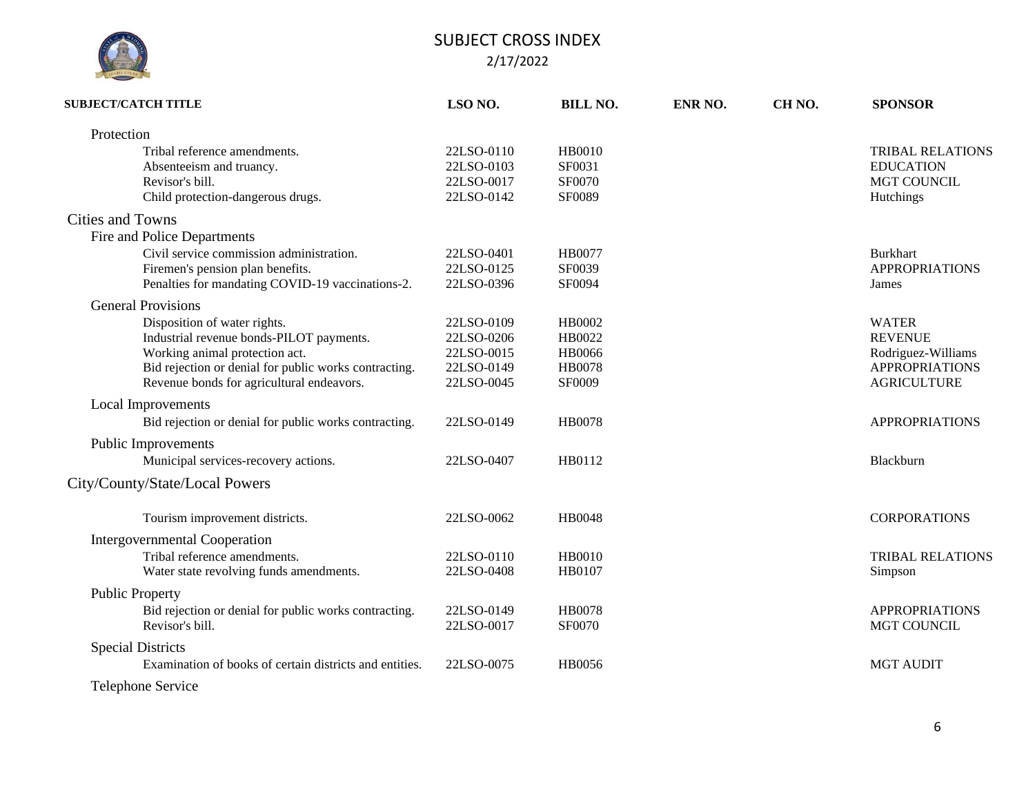# SUBJECT CROSS INDEX

2/17/2022

| SUBJECT/CATCH TITLE | LSO NO. | BILL NO. | ENR NO. | CH NO. | SPONSOR |
| --- | --- | --- | --- | --- | --- |
| Protection | | | | | |
| Tribal reference amendments. | 22LSO-0110 | HB0010 | | | TRIBAL RELATIONS |
| Absenteeism and truancy. | 22LSO-0103 | SF0031 | | | EDUCATION |
| Revisor's bill. | 22LSO-0017 | SF0070 | | | MGT COUNCIL |
| Child protection-dangerous drugs. | 22LSO-0142 | SF0089 | | | Hutchings |
| **Cities and Towns** | | | | | |
| Fire and Police Departments | | | | | |
| Civil service commission administration. | 22LSO-0401 | HB0077 | | | Burkhart |
| Firemen's pension plan benefits. | 22LSO-0125 | SF0039 | | | APPROPRIATIONS |
| Penalties for mandating COVID-19 vaccinations-2. | 22LSO-0396 | SF0094 | | | James |
| General Provisions | | | | | |
| Disposition of water rights. | 22LSO-0109 | HB0002 | | | WATER |
| Industrial revenue bonds-PILOT payments. | 22LSO-0206 | HB0022 | | | REVENUE |
| Working animal protection act. | 22LSO-0015 | HB0066 | | | Rodriguez-Williams |
| Bid rejection or denial for public works contracting. | 22LSO-0149 | HB0078 | | | APPROPRIATIONS |
| Revenue bonds for agricultural endeavors. | 22LSO-0045 | SF0009 | | | AGRICULTURE |
| Local Improvements | | | | | |
| Bid rejection or denial for public works contracting. | 22LSO-0149 | HB0078 | | | APPROPRIATIONS |
| Public Improvements | | | | | |
| Municipal services-recovery actions. | 22LSO-0407 | HB0112 | | | Blackburn |
| **City/County/State/Local Powers** | | | | | |
| Tourism improvement districts. | 22LSO-0062 | HB0048 | | | CORPORATIONS |
| Intergovernmental Cooperation | | | | | |
| Tribal reference amendments. | 22LSO-0110 | HB0010 | | | TRIBAL RELATIONS |
| Water state revolving funds amendments. | 22LSO-0408 | HB0107 | | | Simpson |
| Public Property | | | | | |
| Bid rejection or denial for public works contracting. | 22LSO-0149 | HB0078 | | | APPROPRIATIONS |
| Revisor's bill. | 22LSO-0017 | SF0070 | | | MGT COUNCIL |
| Special Districts | | | | | |
| Examination of books of certain districts and entities. | 22LSO-0075 | HB0056 | | | MGT AUDIT |
| Telephone Service | | | | | |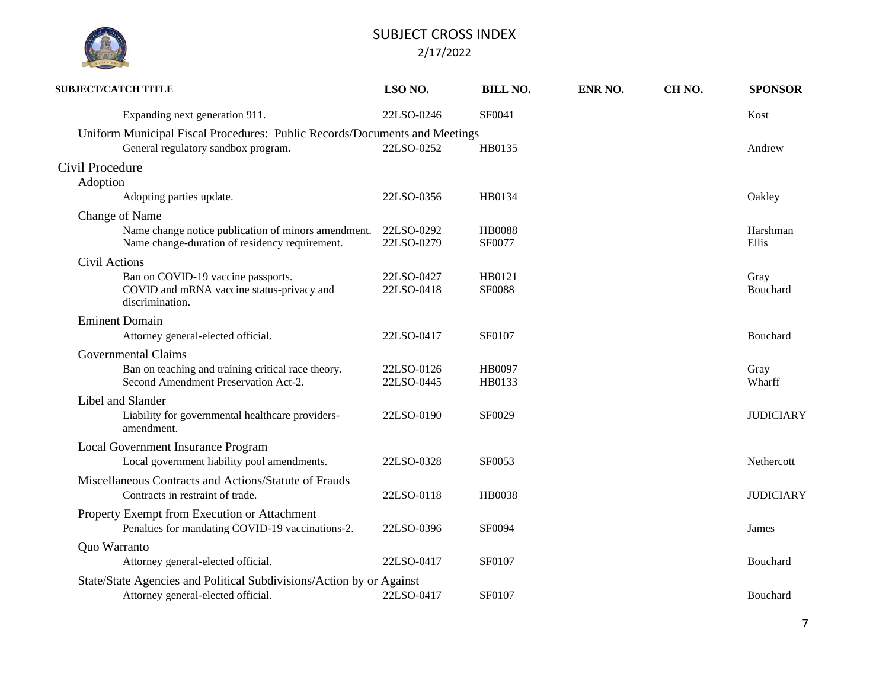# SUBJECT CROSS INDEX

2/17/2022

| SUBJECT/CATCH TITLE | LSO NO. | BILL NO. | ENR NO. | CH NO. | SPONSOR |
|---|---|---|---|---|---|
| Expanding next generation 911. | 22LSO-0246 | SF0041 | | | Kost |
| **Uniform Municipal Fiscal Procedures: Public Records/Documents and Meetings** | | | | | |
| General regulatory sandbox program. | 22LSO-0252 | HB0135 | | | Andrew |
| **Civil Procedure** | | | | | |
| **Adoption** | | | | | |
| Adopting parties update. | 22LSO-0356 | HB0134 | | | Oakley |
| **Change of Name** | | | | | |
| Name change notice publication of minors amendment. | 22LSO-0292 | HB0088 | | | Harshman |
| Name change-duration of residency requirement. | 22LSO-0279 | SF0077 | | | Ellis |
| **Civil Actions** | | | | | |
| Ban on COVID-19 vaccine passports. | 22LSO-0427 | HB0121 | | | Gray |
| COVID and mRNA vaccine status-privacy and discrimination. | 22LSO-0418 | SF0088 | | | Bouchard |
| **Eminent Domain** | | | | | |
| Attorney general-elected official. | 22LSO-0417 | SF0107 | | | Bouchard |
| **Governmental Claims** | | | | | |
| Ban on teaching and training critical race theory. | 22LSO-0126 | HB0097 | | | Gray |
| Second Amendment Preservation Act-2. | 22LSO-0445 | HB0133 | | | Wharff |
| **Libel and Slander** | | | | | |
| Liability for governmental healthcare providers-amendment. | 22LSO-0190 | SF0029 | | | JUDICIARY |
| **Local Government Insurance Program** | | | | | |
| Local government liability pool amendments. | 22LSO-0328 | SF0053 | | | Nethercott |
| **Miscellaneous Contracts and Actions/Statute of Frauds** | | | | | |
| Contracts in restraint of trade. | 22LSO-0118 | HB0038 | | | JUDICIARY |
| **Property Exempt from Execution or Attachment** | | | | | |
| Penalties for mandating COVID-19 vaccinations-2. | 22LSO-0396 | SF0094 | | | James |
| **Quo Warranto** | | | | | |
| Attorney general-elected official. | 22LSO-0417 | SF0107 | | | Bouchard |
| **State/State Agencies and Political Subdivisions/Action by or Against** | | | | | |
| Attorney general-elected official. | 22LSO-0417 | SF0107 | | | Bouchard |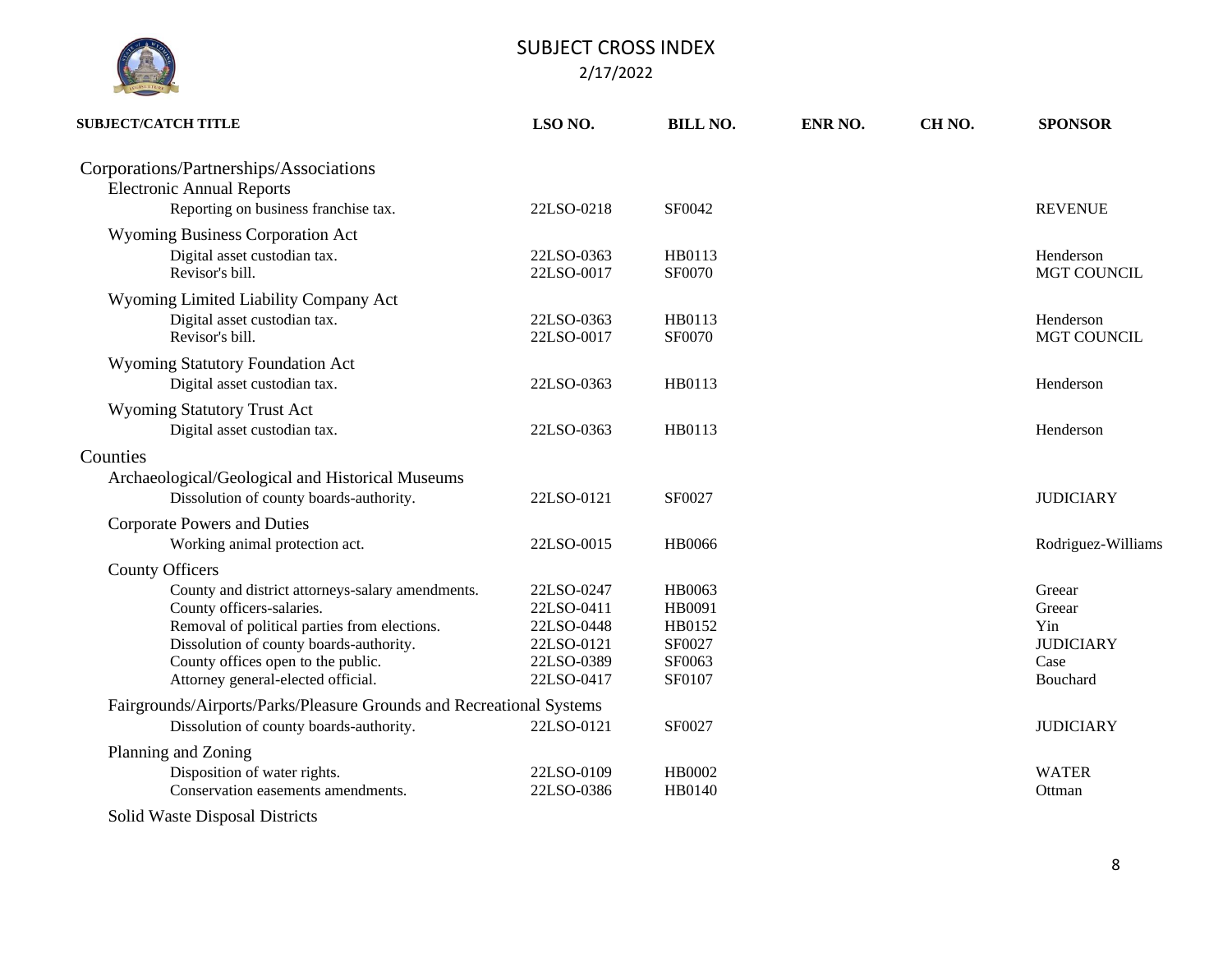# SUBJECT CROSS INDEX

2/17/2022

| SUBJECT/CATCH TITLE | LSO NO. | BILL NO. | ENR NO. | CH NO. | SPONSOR |
|---|---|---|---|---|---|
| **Corporations/Partnerships/Associations** | | | | | |
| Electronic Annual Reports | | | | | |
| Reporting on business franchise tax. | 22LSO-0218 | SF0042 | | | REVENUE |
| Wyoming Business Corporation Act | | | | | |
| Digital asset custodian tax. | 22LSO-0363 | HB0113 | | | Henderson |
| Revisor's bill. | 22LSO-0017 | SF0070 | | | MGT COUNCIL |
| Wyoming Limited Liability Company Act | | | | | |
| Digital asset custodian tax. | 22LSO-0363 | HB0113 | | | Henderson |
| Revisor's bill. | 22LSO-0017 | SF0070 | | | MGT COUNCIL |
| Wyoming Statutory Foundation Act | | | | | |
| Digital asset custodian tax. | 22LSO-0363 | HB0113 | | | Henderson |
| Wyoming Statutory Trust Act | | | | | |
| Digital asset custodian tax. | 22LSO-0363 | HB0113 | | | Henderson |
| **Counties** | | | | | |
| Archaeological/Geological and Historical Museums | | | | | |
| Dissolution of county boards-authority. | 22LSO-0121 | SF0027 | | | JUDICIARY |
| Corporate Powers and Duties | | | | | |
| Working animal protection act. | 22LSO-0015 | HB0066 | | | Rodriguez-Williams |
| County Officers | | | | | |
| County and district attorneys-salary amendments. | 22LSO-0247 | HB0063 | | | Greear |
| County officers-salaries. | 22LSO-0411 | HB0091 | | | Greear |
| Removal of political parties from elections. | 22LSO-0448 | HB0152 | | | Yin |
| Dissolution of county boards-authority. | 22LSO-0121 | SF0027 | | | JUDICIARY |
| County offices open to the public. | 22LSO-0389 | SF0063 | | | Case |
| Attorney general-elected official. | 22LSO-0417 | SF0107 | | | Bouchard |
| Fairgrounds/Airports/Parks/Pleasure Grounds and Recreational Systems | | | | | |
| Dissolution of county boards-authority. | 22LSO-0121 | SF0027 | | | JUDICIARY |
| Planning and Zoning | | | | | |
| Disposition of water rights. | 22LSO-0109 | HB0002 | | | WATER |
| Conservation easements amendments. | 22LSO-0386 | HB0140 | | | Ottman |
| Solid Waste Disposal Districts | | | | | |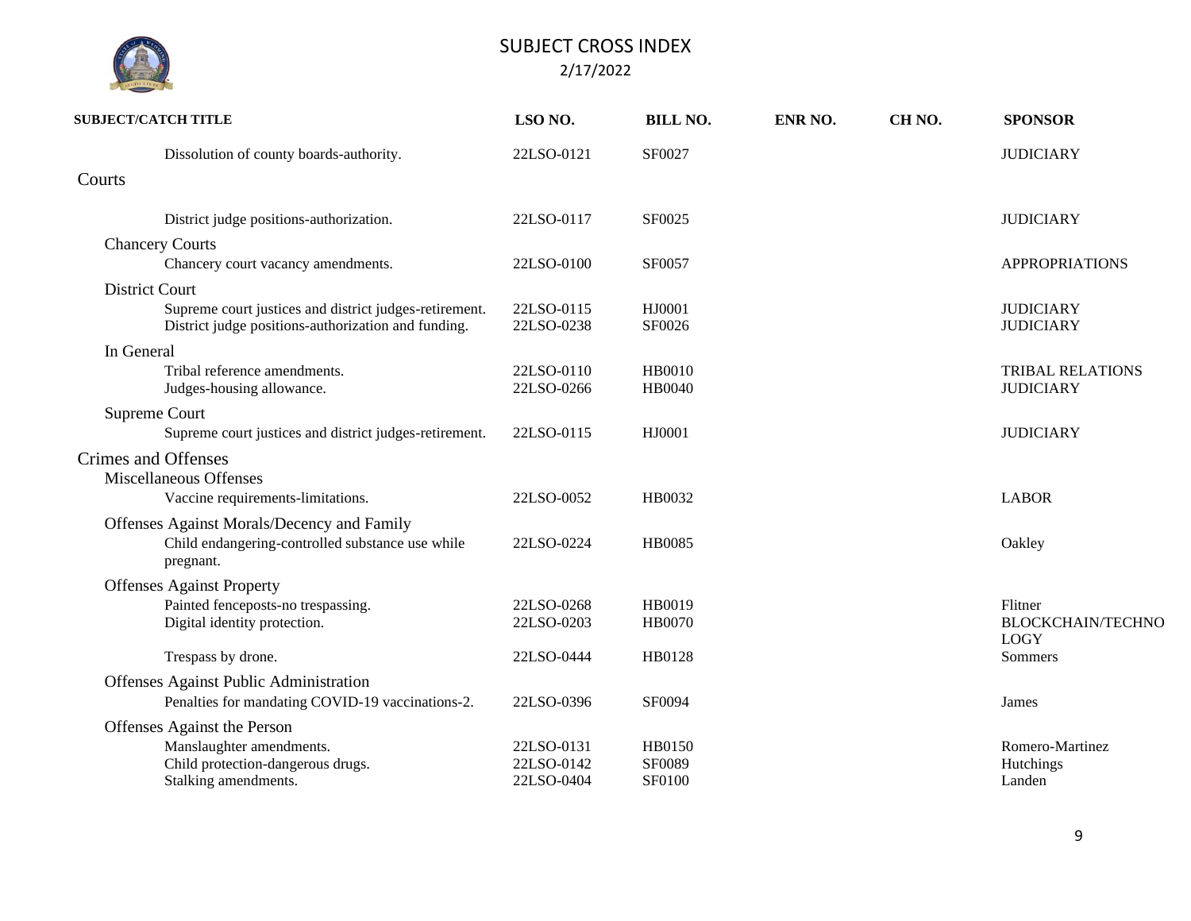# SUBJECT CROSS INDEX

2/17/2022

| SUBJECT/CATCH TITLE | LSO NO. | BILL NO. | ENR NO. | CH NO. | SPONSOR |
|---|---|---|---|---|---|
| Dissolution of county boards-authority. | 22LSO-0121 | SF0027 | | | JUDICIARY |
| **Courts** | | | | | |
| District judge positions-authorization. | 22LSO-0117 | SF0025 | | | JUDICIARY |
| **Chancery Courts** | | | | | |
| Chancery court vacancy amendments. | 22LSO-0100 | SF0057 | | | APPROPRIATIONS |
| **District Court** | | | | | |
| Supreme court justices and district judges-retirement. | 22LSO-0115 | HJ0001 | | | JUDICIARY |
| District judge positions-authorization and funding. | 22LSO-0238 | SF0026 | | | JUDICIARY |
| **In General** | | | | | |
| Tribal reference amendments. | 22LSO-0110 | HB0010 | | | TRIBAL RELATIONS |
| Judges-housing allowance. | 22LSO-0266 | HB0040 | | | JUDICIARY |
| **Supreme Court** | | | | | |
| Supreme court justices and district judges-retirement. | 22LSO-0115 | HJ0001 | | | JUDICIARY |
| **Crimes and Offenses** | | | | | |
| **Miscellaneous Offenses** | | | | | |
| Vaccine requirements-limitations. | 22LSO-0052 | HB0032 | | | LABOR |
| **Offenses Against Morals/Decency and Family** | | | | | |
| Child endangering-controlled substance use while pregnant. | 22LSO-0224 | HB0085 | | | Oakley |
| **Offenses Against Property** | | | | | |
| Painted fenceposts-no trespassing. | 22LSO-0268 | HB0019 | | | Flitner |
| Digital identity protection. | 22LSO-0203 | HB0070 | | | BLOCKCHAIN/TECHNOLOGY |
| Trespass by drone. | 22LSO-0444 | HB0128 | | | Sommers |
| **Offenses Against Public Administration** | | | | | |
| Penalties for mandating COVID-19 vaccinations-2. | 22LSO-0396 | SF0094 | | | James |
| **Offenses Against the Person** | | | | | |
| Manslaughter amendments. | 22LSO-0131 | HB0150 | | | Romero-Martinez |
| Child protection-dangerous drugs. | 22LSO-0142 | SF0089 | | | Hutchings |
| Stalking amendments. | 22LSO-0404 | SF0100 | | | Landen |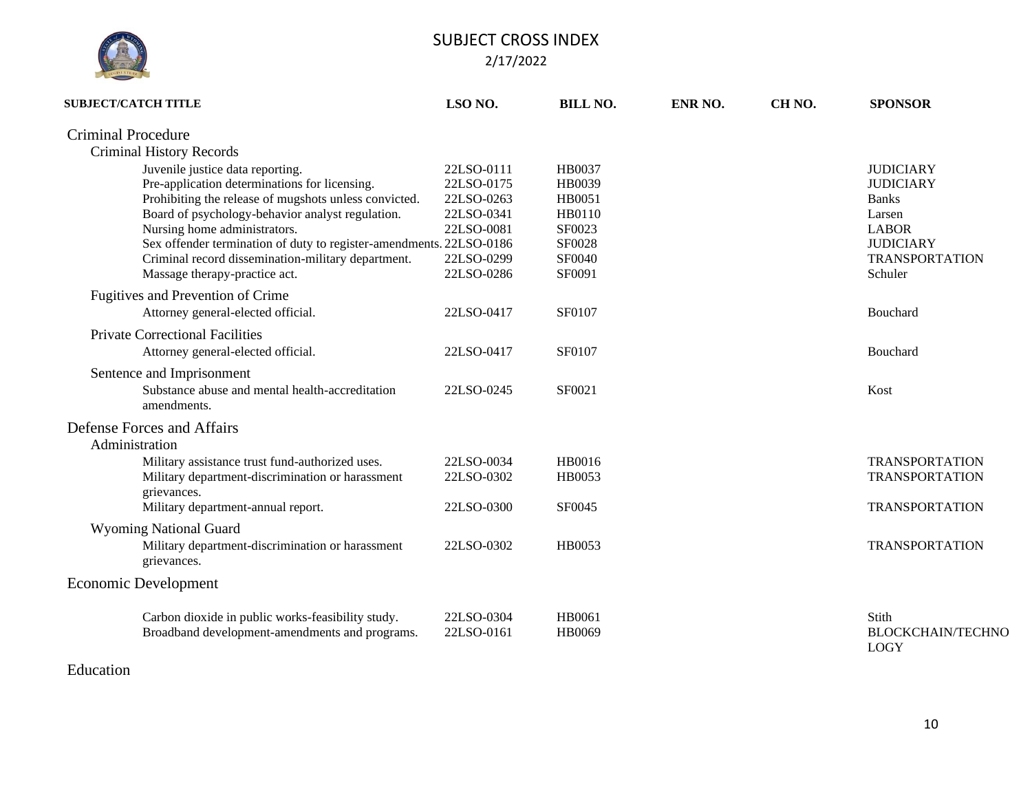# SUBJECT CROSS INDEX

2/17/2022

| SUBJECT/CATCH TITLE | LSO NO. | BILL NO. | ENR NO. | CH NO. | SPONSOR |
|---|---|---|---|---|---|
| **Criminal Procedure** | | | | | |
| **Criminal History Records** | | | | | |
| Juvenile justice data reporting. | 22LSO-0111 | HB0037 | | | JUDICIARY |
| Pre-application determinations for licensing. | 22LSO-0175 | HB0039 | | | JUDICIARY |
| Prohibiting the release of mugshots unless convicted. | 22LSO-0263 | HB0051 | | | Banks |
| Board of psychology-behavior analyst regulation. | 22LSO-0341 | HB0110 | | | Larsen |
| Nursing home administrators. | 22LSO-0081 | SF0023 | | | LABOR |
| Sex offender termination of duty to register-amendments. | 22LSO-0186 | SF0028 | | | JUDICIARY |
| Criminal record dissemination-military department. | 22LSO-0299 | SF0040 | | | TRANSPORTATION |
| Massage therapy-practice act. | 22LSO-0286 | SF0091 | | | Schuler |
| **Fugitives and Prevention of Crime** | | | | | |
| Attorney general-elected official. | 22LSO-0417 | SF0107 | | | Bouchard |
| **Private Correctional Facilities** | | | | | |
| Attorney general-elected official. | 22LSO-0417 | SF0107 | | | Bouchard |
| **Sentence and Imprisonment** | | | | | |
| Substance abuse and mental health-accreditation amendments. | 22LSO-0245 | SF0021 | | | Kost |
| **Defense Forces and Affairs** | | | | | |
| **Administration** | | | | | |
| Military assistance trust fund-authorized uses. | 22LSO-0034 | HB0016 | | | TRANSPORTATION |
| Military department-discrimination or harassment grievances. | 22LSO-0302 | HB0053 | | | TRANSPORTATION |
| Military department-annual report. | 22LSO-0300 | SF0045 | | | TRANSPORTATION |
| **Wyoming National Guard** | | | | | |
| Military department-discrimination or harassment grievances. | 22LSO-0302 | HB0053 | | | TRANSPORTATION |
| **Economic Development** | | | | | |
| Carbon dioxide in public works-feasibility study. | 22LSO-0304 | HB0061 | | | Stith |
| Broadband development-amendments and programs. | 22LSO-0161 | HB0069 | | | BLOCKCHAIN/TECHNOLOGY |
| **Education** | | | | | |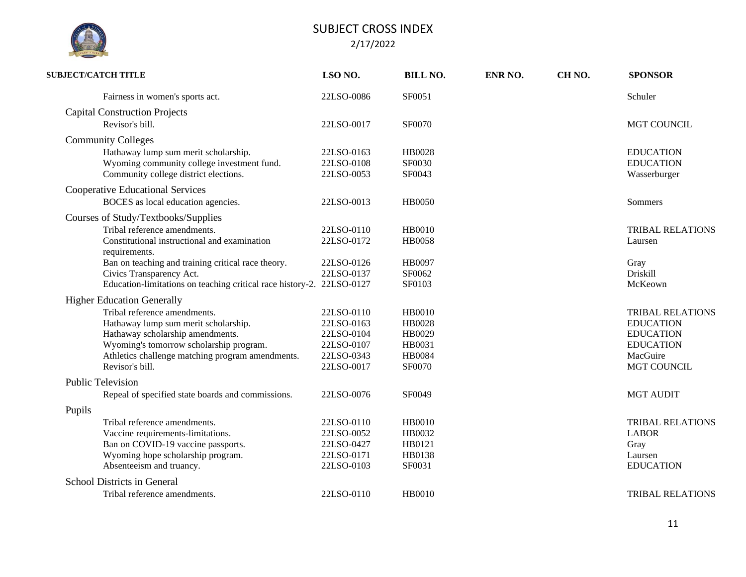# SUBJECT CROSS INDEX

2/17/2022

| SUBJECT/CATCH TITLE | LSO NO. | BILL NO. | ENR NO. | CH NO. | SPONSOR |
|---|---|---|---|---|---|
| Fairness in women's sports act. | 22LSO-0086 | SF0051 | | | Schuler |
| **Capital Construction Projects** | | | | | |
| Revisor's bill. | 22LSO-0017 | SF0070 | | | MGT COUNCIL |
| **Community Colleges** | | | | | |
| Hathaway lump sum merit scholarship. | 22LSO-0163 | HB0028 | | | EDUCATION |
| Wyoming community college investment fund. | 22LSO-0108 | SF0030 | | | EDUCATION |
| Community college district elections. | 22LSO-0053 | SF0043 | | | Wasserburger |
| **Cooperative Educational Services** | | | | | |
| BOCES as local education agencies. | 22LSO-0013 | HB0050 | | | Sommers |
| **Courses of Study/Textbooks/Supplies** | | | | | |
| Tribal reference amendments. | 22LSO-0110 | HB0010 | | | TRIBAL RELATIONS |
| Constitutional instructional and examination requirements. | 22LSO-0172 | HB0058 | | | Laursen |
| Ban on teaching and training critical race theory. | 22LSO-0126 | HB0097 | | | Gray |
| Civics Transparency Act. | 22LSO-0137 | SF0062 | | | Driskill |
| Education-limitations on teaching critical race history-2. | 22LSO-0127 | SF0103 | | | McKeown |
| **Higher Education Generally** | | | | | |
| Tribal reference amendments. | 22LSO-0110 | HB0010 | | | TRIBAL RELATIONS |
| Hathaway lump sum merit scholarship. | 22LSO-0163 | HB0028 | | | EDUCATION |
| Hathaway scholarship amendments. | 22LSO-0104 | HB0029 | | | EDUCATION |
| Wyoming's tomorrow scholarship program. | 22LSO-0107 | HB0031 | | | EDUCATION |
| Athletics challenge matching program amendments. | 22LSO-0343 | HB0084 | | | MacGuire |
| Revisor's bill. | 22LSO-0017 | SF0070 | | | MGT COUNCIL |
| **Public Television** | | | | | |
| Repeal of specified state boards and commissions. | 22LSO-0076 | SF0049 | | | MGT AUDIT |
| **Pupils** | | | | | |
| Tribal reference amendments. | 22LSO-0110 | HB0010 | | | TRIBAL RELATIONS |
| Vaccine requirements-limitations. | 22LSO-0052 | HB0032 | | | LABOR |
| Ban on COVID-19 vaccine passports. | 22LSO-0427 | HB0121 | | | Gray |
| Wyoming hope scholarship program. | 22LSO-0171 | HB0138 | | | Laursen |
| Absenteeism and truancy. | 22LSO-0103 | SF0031 | | | EDUCATION |
| **School Districts in General** | | | | | |
| Tribal reference amendments. | 22LSO-0110 | HB0010 | | | TRIBAL RELATIONS |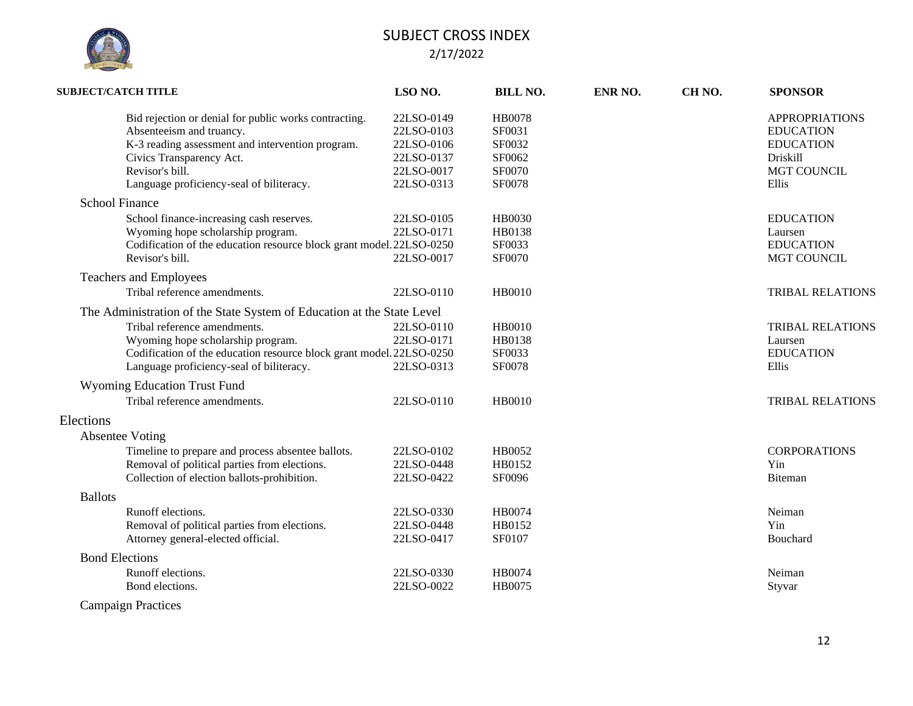# SUBJECT CROSS INDEX

2/17/2022

| SUBJECT/CATCH TITLE | LSO NO. | BILL NO. | ENR NO. | CH NO. | SPONSOR |
|---|---|---|---|---|---|
| Bid rejection or denial for public works contracting. | 22LSO-0149 | HB0078 | | | APPROPRIATIONS |
| Absenteeism and truancy. | 22LSO-0103 | SF0031 | | | EDUCATION |
| K-3 reading assessment and intervention program. | 22LSO-0106 | SF0032 | | | EDUCATION |
| Civics Transparency Act. | 22LSO-0137 | SF0062 | | | Driskill |
| Revisor's bill. | 22LSO-0017 | SF0070 | | | MGT COUNCIL |
| Language proficiency-seal of biliteracy. | 22LSO-0313 | SF0078 | | | Ellis |
| **School Finance** | | | | | |
| School finance-increasing cash reserves. | 22LSO-0105 | HB0030 | | | EDUCATION |
| Wyoming hope scholarship program. | 22LSO-0171 | HB0138 | | | Laursen |
| Codification of the education resource block grant model. | 22LSO-0250 | SF0033 | | | EDUCATION |
| Revisor's bill. | 22LSO-0017 | SF0070 | | | MGT COUNCIL |
| **Teachers and Employees** | | | | | |
| Tribal reference amendments. | 22LSO-0110 | HB0010 | | | TRIBAL RELATIONS |
| **The Administration of the State System of Education at the State Level** | | | | | |
| Tribal reference amendments. | 22LSO-0110 | HB0010 | | | TRIBAL RELATIONS |
| Wyoming hope scholarship program. | 22LSO-0171 | HB0138 | | | Laursen |
| Codification of the education resource block grant model. | 22LSO-0250 | SF0033 | | | EDUCATION |
| Language proficiency-seal of biliteracy. | 22LSO-0313 | SF0078 | | | Ellis |
| **Wyoming Education Trust Fund** | | | | | |
| Tribal reference amendments. | 22LSO-0110 | HB0010 | | | TRIBAL RELATIONS |
| **Elections** | | | | | |
| **Absentee Voting** | | | | | |
| Timeline to prepare and process absentee ballots. | 22LSO-0102 | HB0052 | | | CORPORATIONS |
| Removal of political parties from elections. | 22LSO-0448 | HB0152 | | | Yin |
| Collection of election ballots-prohibition. | 22LSO-0422 | SF0096 | | | Biteman |
| **Ballots** | | | | | |
| Runoff elections. | 22LSO-0330 | HB0074 | | | Neiman |
| Removal of political parties from elections. | 22LSO-0448 | HB0152 | | | Yin |
| Attorney general-elected official. | 22LSO-0417 | SF0107 | | | Bouchard |
| **Bond Elections** | | | | | |
| Runoff elections. | 22LSO-0330 | HB0074 | | | Neiman |
| Bond elections. | 22LSO-0022 | HB0075 | | | Styvar |
| **Campaign Practices** | | | | | |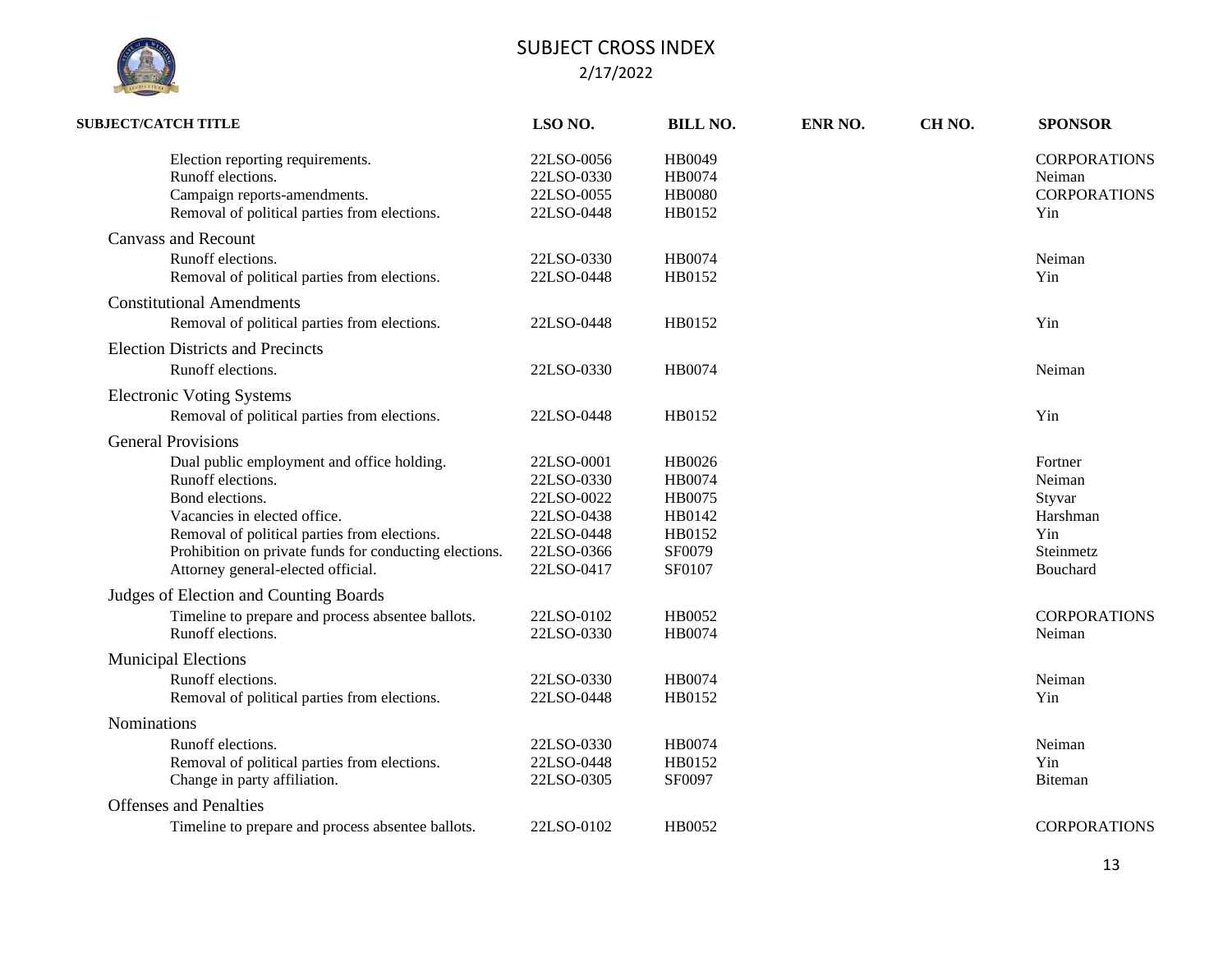# SUBJECT CROSS INDEX

2/17/2022

| SUBJECT/CATCH TITLE | LSO NO. | BILL NO. | ENR NO. | CH NO. | SPONSOR |
|---|---|---|---|---|---|
| Election reporting requirements. | 22LSO-0056 | HB0049 | | | CORPORATIONS |
| Runoff elections. | 22LSO-0330 | HB0074 | | | Neiman |
| Campaign reports-amendments. | 22LSO-0055 | HB0080 | | | CORPORATIONS |
| Removal of political parties from elections. | 22LSO-0448 | HB0152 | | | Yin |
| **Canvass and Recount** | | | | | |
| Runoff elections. | 22LSO-0330 | HB0074 | | | Neiman |
| Removal of political parties from elections. | 22LSO-0448 | HB0152 | | | Yin |
| **Constitutional Amendments** | | | | | |
| Removal of political parties from elections. | 22LSO-0448 | HB0152 | | | Yin |
| **Election Districts and Precincts** | | | | | |
| Runoff elections. | 22LSO-0330 | HB0074 | | | Neiman |
| **Electronic Voting Systems** | | | | | |
| Removal of political parties from elections. | 22LSO-0448 | HB0152 | | | Yin |
| **General Provisions** | | | | | |
| Dual public employment and office holding. | 22LSO-0001 | HB0026 | | | Fortner |
| Runoff elections. | 22LSO-0330 | HB0074 | | | Neiman |
| Bond elections. | 22LSO-0022 | HB0075 | | | Styvar |
| Vacancies in elected office. | 22LSO-0438 | HB0142 | | | Harshman |
| Removal of political parties from elections. | 22LSO-0448 | HB0152 | | | Yin |
| Prohibition on private funds for conducting elections. | 22LSO-0366 | SF0079 | | | Steinmetz |
| Attorney general-elected official. | 22LSO-0417 | SF0107 | | | Bouchard |
| **Judges of Election and Counting Boards** | | | | | |
| Timeline to prepare and process absentee ballots. | 22LSO-0102 | HB0052 | | | CORPORATIONS |
| Runoff elections. | 22LSO-0330 | HB0074 | | | Neiman |
| **Municipal Elections** | | | | | |
| Runoff elections. | 22LSO-0330 | HB0074 | | | Neiman |
| Removal of political parties from elections. | 22LSO-0448 | HB0152 | | | Yin |
| **Nominations** | | | | | |
| Runoff elections. | 22LSO-0330 | HB0074 | | | Neiman |
| Removal of political parties from elections. | 22LSO-0448 | HB0152 | | | Yin |
| Change in party affiliation. | 22LSO-0305 | SF0097 | | | Biteman |
| **Offenses and Penalties** | | | | | |
| Timeline to prepare and process absentee ballots. | 22LSO-0102 | HB0052 | | | CORPORATIONS |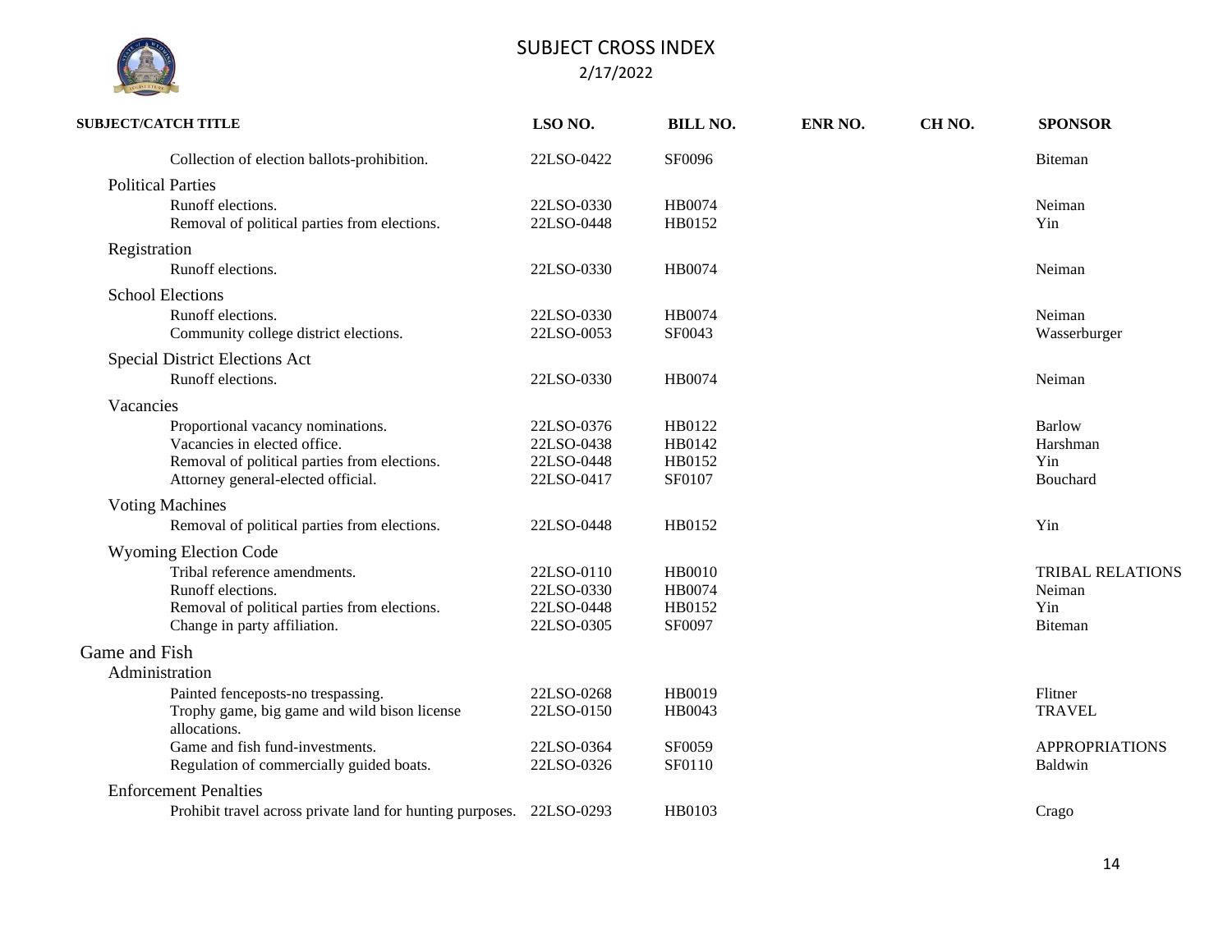# SUBJECT CROSS INDEX

2/17/2022

| SUBJECT/CATCH TITLE | LSO NO. | BILL NO. | ENR NO. | CH NO. | SPONSOR |
|---|---|---|---|---|---|
| Collection of election ballots-prohibition. | 22LSO-0422 | SF0096 | | | Biteman |
| **Political Parties** | | | | | |
| Runoff elections. | 22LSO-0330 | HB0074 | | | Neiman |
| Removal of political parties from elections. | 22LSO-0448 | HB0152 | | | Yin |
| **Registration** | | | | | |
| Runoff elections. | 22LSO-0330 | HB0074 | | | Neiman |
| **School Elections** | | | | | |
| Runoff elections. | 22LSO-0330 | HB0074 | | | Neiman |
| Community college district elections. | 22LSO-0053 | SF0043 | | | Wasserburger |
| **Special District Elections Act** | | | | | |
| Runoff elections. | 22LSO-0330 | HB0074 | | | Neiman |
| **Vacancies** | | | | | |
| Proportional vacancy nominations. | 22LSO-0376 | HB0122 | | | Barlow |
| Vacancies in elected office. | 22LSO-0438 | HB0142 | | | Harshman |
| Removal of political parties from elections. | 22LSO-0448 | HB0152 | | | Yin |
| Attorney general-elected official. | 22LSO-0417 | SF0107 | | | Bouchard |
| **Voting Machines** | | | | | |
| Removal of political parties from elections. | 22LSO-0448 | HB0152 | | | Yin |
| **Wyoming Election Code** | | | | | |
| Tribal reference amendments. | 22LSO-0110 | HB0010 | | | TRIBAL RELATIONS |
| Runoff elections. | 22LSO-0330 | HB0074 | | | Neiman |
| Removal of political parties from elections. | 22LSO-0448 | HB0152 | | | Yin |
| Change in party affiliation. | 22LSO-0305 | SF0097 | | | Biteman |
| **Game and Fish** | | | | | |
| **Administration** | | | | | |
| Painted fenceposts-no trespassing. | 22LSO-0268 | HB0019 | | | Flitner |
| Trophy game, big game and wild bison license allocations. | 22LSO-0150 | HB0043 | | | TRAVEL |
| Game and fish fund-investments. | 22LSO-0364 | SF0059 | | | APPROPRIATIONS |
| Regulation of commercially guided boats. | 22LSO-0326 | SF0110 | | | Baldwin |
| **Enforcement Penalties** | | | | | |
| Prohibit travel across private land for hunting purposes. | 22LSO-0293 | HB0103 | | | Crago |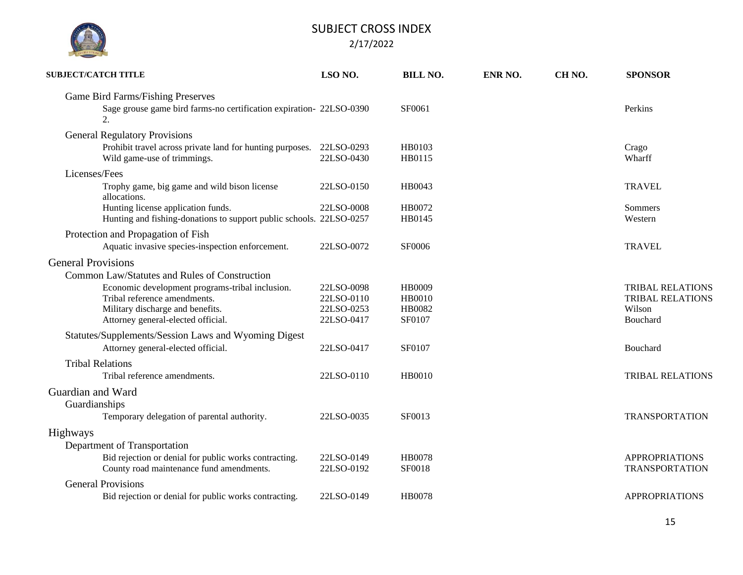# SUBJECT CROSS INDEX

2/17/2022

| SUBJECT/CATCH TITLE | LSO NO. | BILL NO. | ENR NO. | CH NO. | SPONSOR |
|---|---|---|---|---|---|
| Game Bird Farms/Fishing Preserves | | | | | |
| Sage grouse game bird farms-no certification expiration-2. | 22LSO-0390 | SF0061 | | | Perkins |
| General Regulatory Provisions | | | | | |
| Prohibit travel across private land for hunting purposes. | 22LSO-0293 | HB0103 | | | Crago |
| Wild game-use of trimmings. | 22LSO-0430 | HB0115 | | | Wharff |
| Licenses/Fees | | | | | |
| Trophy game, big game and wild bison license allocations. | 22LSO-0150 | HB0043 | | | TRAVEL |
| Hunting license application funds. | 22LSO-0008 | HB0072 | | | Sommers |
| Hunting and fishing-donations to support public schools. | 22LSO-0257 | HB0145 | | | Western |
| Protection and Propagation of Fish | | | | | |
| Aquatic invasive species-inspection enforcement. | 22LSO-0072 | SF0006 | | | TRAVEL |
| **General Provisions** | | | | | |
| Common Law/Statutes and Rules of Construction | | | | | |
| Economic development programs-tribal inclusion. | 22LSO-0098 | HB0009 | | | TRIBAL RELATIONS |
| Tribal reference amendments. | 22LSO-0110 | HB0010 | | | TRIBAL RELATIONS |
| Military discharge and benefits. | 22LSO-0253 | HB0082 | | | Wilson |
| Attorney general-elected official. | 22LSO-0417 | SF0107 | | | Bouchard |
| Statutes/Supplements/Session Laws and Wyoming Digest | | | | | |
| Attorney general-elected official. | 22LSO-0417 | SF0107 | | | Bouchard |
| Tribal Relations | | | | | |
| Tribal reference amendments. | 22LSO-0110 | HB0010 | | | TRIBAL RELATIONS |
| **Guardian and Ward** | | | | | |
| Guardianships | | | | | |
| Temporary delegation of parental authority. | 22LSO-0035 | SF0013 | | | TRANSPORTATION |
| **Highways** | | | | | |
| Department of Transportation | | | | | |
| Bid rejection or denial for public works contracting. | 22LSO-0149 | HB0078 | | | APPROPRIATIONS |
| County road maintenance fund amendments. | 22LSO-0192 | SF0018 | | | TRANSPORTATION |
| General Provisions | | | | | |
| Bid rejection or denial for public works contracting. | 22LSO-0149 | HB0078 | | | APPROPRIATIONS |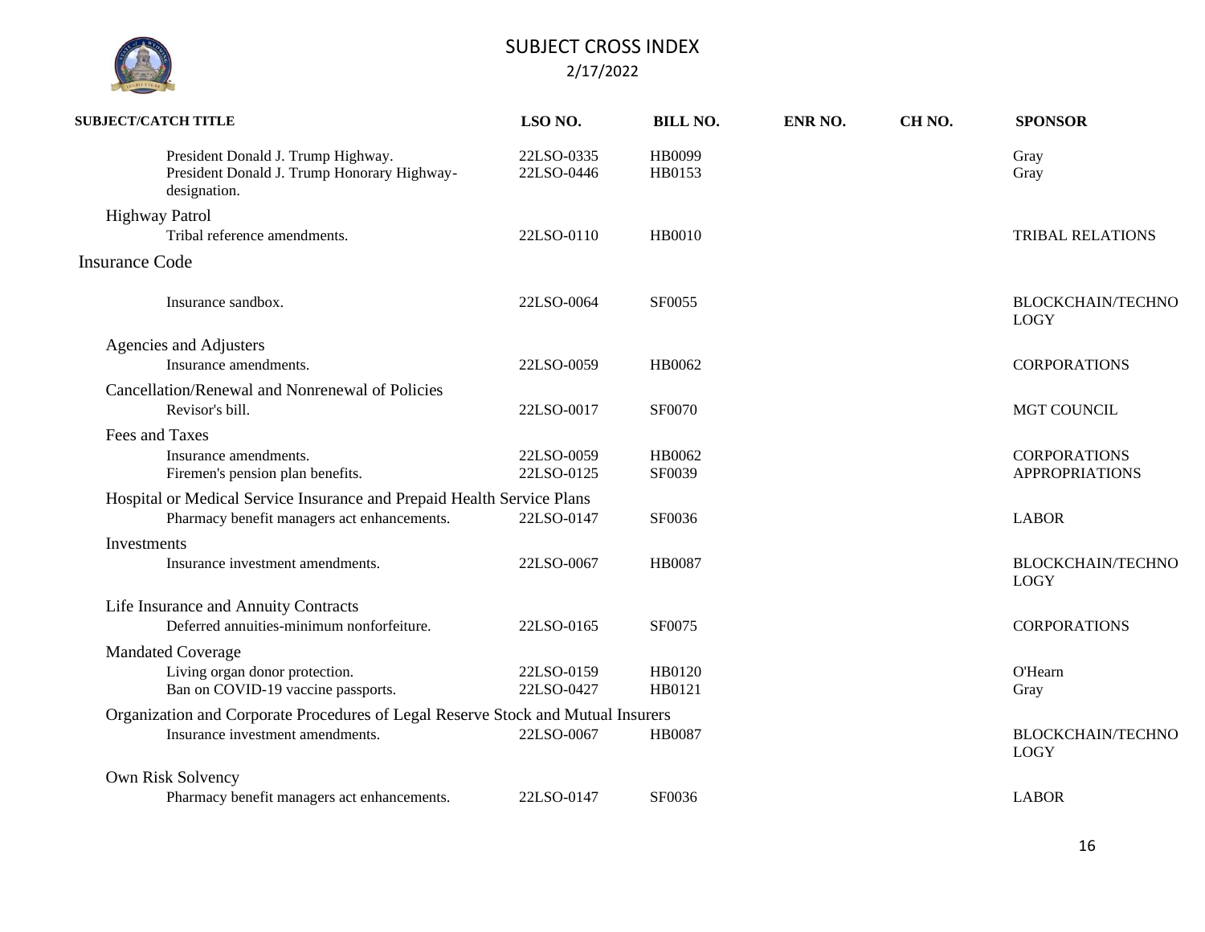# SUBJECT CROSS INDEX

2/17/2022

| SUBJECT/CATCH TITLE | LSO NO. | BILL NO. | ENR NO. | CH NO. | SPONSOR |
|---|---|---|---|---|---|
| President Donald J. Trump Highway. | 22LSO-0335 | HB0099 | | | Gray |
| President Donald J. Trump Honorary Highway-designation. | 22LSO-0446 | HB0153 | | | Gray |
| **Highway Patrol** | | | | | |
| Tribal reference amendments. | 22LSO-0110 | HB0010 | | | TRIBAL RELATIONS |
| **Insurance Code** | | | | | |
| Insurance sandbox. | 22LSO-0064 | SF0055 | | | BLOCKCHAIN/TECHNOLOGY |
| **Agencies and Adjusters** | | | | | |
| Insurance amendments. | 22LSO-0059 | HB0062 | | | CORPORATIONS |
| **Cancellation/Renewal and Nonrenewal of Policies** | | | | | |
| Revisor's bill. | 22LSO-0017 | SF0070 | | | MGT COUNCIL |
| **Fees and Taxes** | | | | | |
| Insurance amendments. | 22LSO-0059 | HB0062 | | | CORPORATIONS |
| Firemen's pension plan benefits. | 22LSO-0125 | SF0039 | | | APPROPRIATIONS |
| **Hospital or Medical Service Insurance and Prepaid Health Service Plans** | | | | | |
| Pharmacy benefit managers act enhancements. | 22LSO-0147 | SF0036 | | | LABOR |
| **Investments** | | | | | |
| Insurance investment amendments. | 22LSO-0067 | HB0087 | | | BLOCKCHAIN/TECHNOLOGY |
| **Life Insurance and Annuity Contracts** | | | | | |
| Deferred annuities-minimum nonforfeiture. | 22LSO-0165 | SF0075 | | | CORPORATIONS |
| **Mandated Coverage** | | | | | |
| Living organ donor protection. | 22LSO-0159 | HB0120 | | | O'Hearn |
| Ban on COVID-19 vaccine passports. | 22LSO-0427 | HB0121 | | | Gray |
| **Organization and Corporate Procedures of Legal Reserve Stock and Mutual Insurers** | | | | | |
| Insurance investment amendments. | 22LSO-0067 | HB0087 | | | BLOCKCHAIN/TECHNOLOGY |
| **Own Risk Solvency** | | | | | |
| Pharmacy benefit managers act enhancements. | 22LSO-0147 | SF0036 | | | LABOR |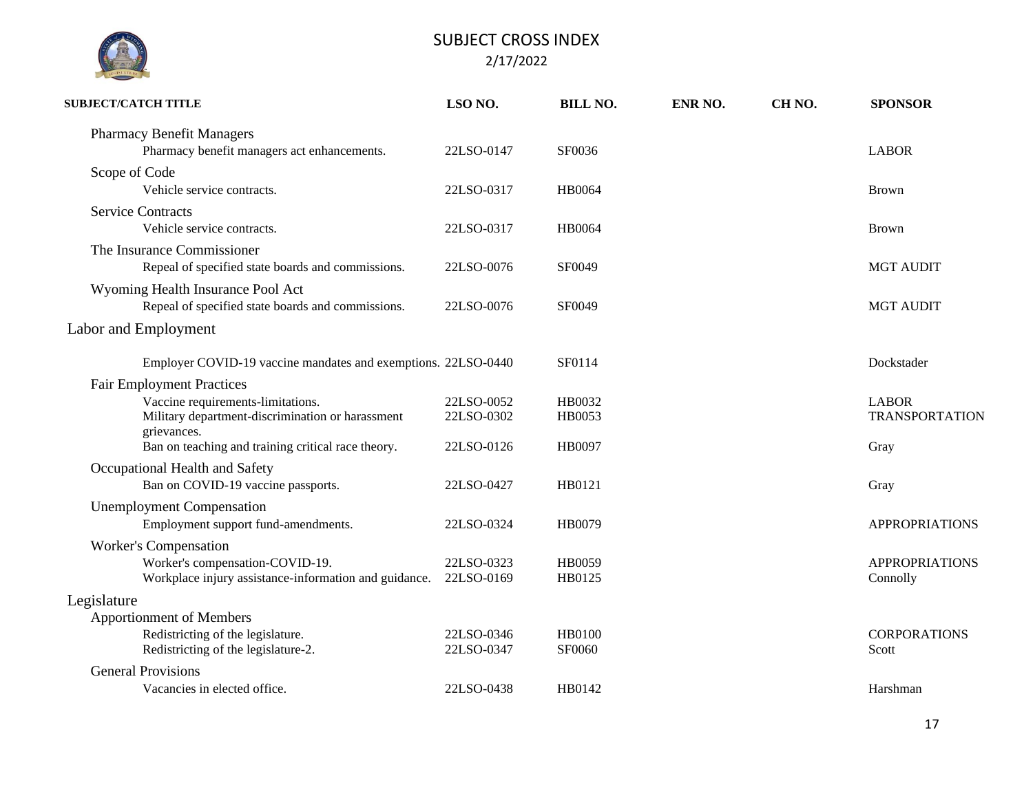# SUBJECT CROSS INDEX

2/17/2022

| SUBJECT/CATCH TITLE | LSO NO. | BILL NO. | ENR NO. | CH NO. | SPONSOR |
|---|---|---|---|---|---|
| Pharmacy Benefit Managers | | | | | |
| Pharmacy benefit managers act enhancements. | 22LSO-0147 | SF0036 | | | LABOR |
| Scope of Code | | | | | |
| Vehicle service contracts. | 22LSO-0317 | HB0064 | | | Brown |
| Service Contracts | | | | | |
| Vehicle service contracts. | 22LSO-0317 | HB0064 | | | Brown |
| The Insurance Commissioner | | | | | |
| Repeal of specified state boards and commissions. | 22LSO-0076 | SF0049 | | | MGT AUDIT |
| Wyoming Health Insurance Pool Act | | | | | |
| Repeal of specified state boards and commissions. | 22LSO-0076 | SF0049 | | | MGT AUDIT |
| **Labor and Employment** | | | | | |
| Employer COVID-19 vaccine mandates and exemptions. | 22LSO-0440 | SF0114 | | | Dockstader |
| Fair Employment Practices | | | | | |
| Vaccine requirements-limitations. | 22LSO-0052 | HB0032 | | | LABOR |
| Military department-discrimination or harassment grievances. | 22LSO-0302 | HB0053 | | | TRANSPORTATION |
| Ban on teaching and training critical race theory. | 22LSO-0126 | HB0097 | | | Gray |
| Occupational Health and Safety | | | | | |
| Ban on COVID-19 vaccine passports. | 22LSO-0427 | HB0121 | | | Gray |
| Unemployment Compensation | | | | | |
| Employment support fund-amendments. | 22LSO-0324 | HB0079 | | | APPROPRIATIONS |
| Worker's Compensation | | | | | |
| Worker's compensation-COVID-19. | 22LSO-0323 | HB0059 | | | APPROPRIATIONS |
| Workplace injury assistance-information and guidance. | 22LSO-0169 | HB0125 | | | Connolly |
| **Legislature** | | | | | |
| Apportionment of Members | | | | | |
| Redistricting of the legislature. | 22LSO-0346 | HB0100 | | | CORPORATIONS |
| Redistricting of the legislature-2. | 22LSO-0347 | SF0060 | | | Scott |
| General Provisions | | | | | |
| Vacancies in elected office. | 22LSO-0438 | HB0142 | | | Harshman |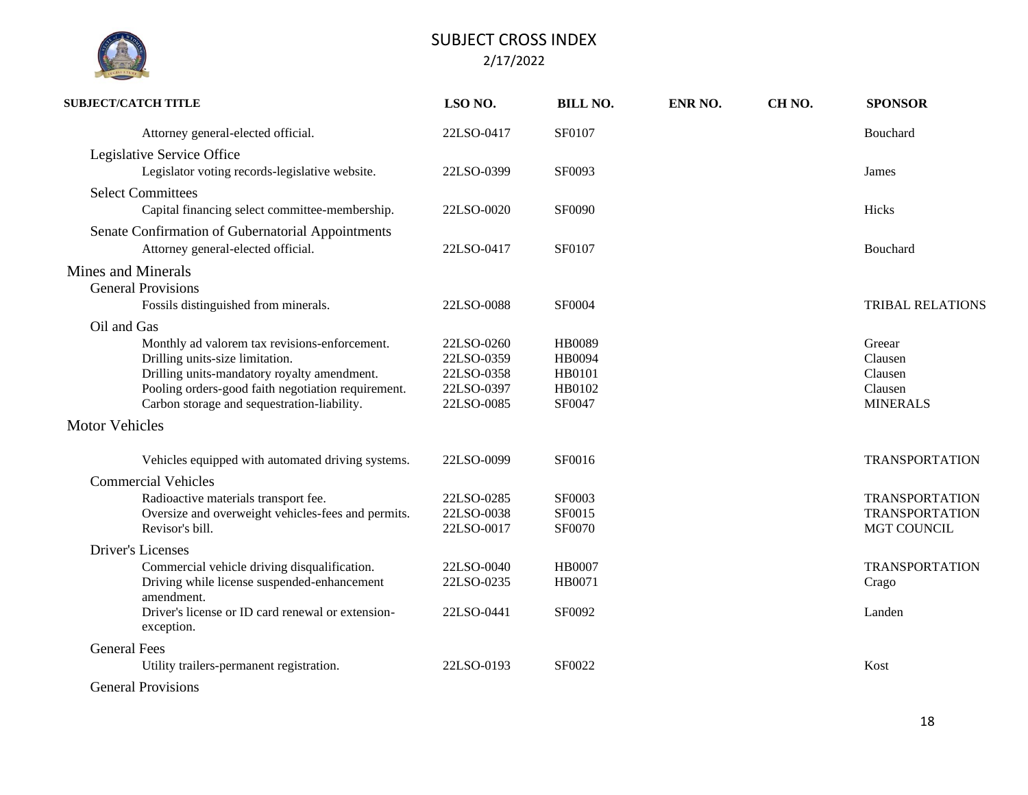| SUBJECT/CATCH TITLE | LSO NO. | BILL NO. | ENR NO. | CH NO. | SPONSOR |
|---|---|---|---|---|---|
| Attorney general-elected official. | 22LSO-0417 | SF0107 | | | Bouchard |
| **Legislative Service Office** | | | | | |
| Legislator voting records-legislative website. | 22LSO-0399 | SF0093 | | | James |
| **Select Committees** | | | | | |
| Capital financing select committee-membership. | 22LSO-0020 | SF0090 | | | Hicks |
| **Senate Confirmation of Gubernatorial Appointments** | | | | | |
| Attorney general-elected official. | 22LSO-0417 | SF0107 | | | Bouchard |
| **Mines and Minerals** | | | | | |
| **General Provisions** | | | | | |
| Fossils distinguished from minerals. | 22LSO-0088 | SF0004 | | | TRIBAL RELATIONS |
| **Oil and Gas** | | | | | |
| Monthly ad valorem tax revisions-enforcement. | 22LSO-0260 | HB0089 | | | Greear |
| Drilling units-size limitation. | 22LSO-0359 | HB0094 | | | Clausen |
| Drilling units-mandatory royalty amendment. | 22LSO-0358 | HB0101 | | | Clausen |
| Pooling orders-good faith negotiation requirement. | 22LSO-0397 | HB0102 | | | Clausen |
| Carbon storage and sequestration-liability. | 22LSO-0085 | SF0047 | | | MINERALS |
| **Motor Vehicles** | | | | | |
| Vehicles equipped with automated driving systems. | 22LSO-0099 | SF0016 | | | TRANSPORTATION |
| **Commercial Vehicles** | | | | | |
| Radioactive materials transport fee. | 22LSO-0285 | SF0003 | | | TRANSPORTATION |
| Oversize and overweight vehicles-fees and permits. | 22LSO-0038 | SF0015 | | | TRANSPORTATION |
| Revisor's bill. | 22LSO-0017 | SF0070 | | | MGT COUNCIL |
| **Driver's Licenses** | | | | | |
| Commercial vehicle driving disqualification. | 22LSO-0040 | HB0007 | | | TRANSPORTATION |
| Driving while license suspended-enhancement amendment. | 22LSO-0235 | HB0071 | | | Crago |
| Driver's license or ID card renewal or extension-exception. | 22LSO-0441 | SF0092 | | | Landen |
| **General Fees** | | | | | |
| Utility trailers-permanent registration. | 22LSO-0193 | SF0022 | | | Kost |
| **General Provisions** | | | | | |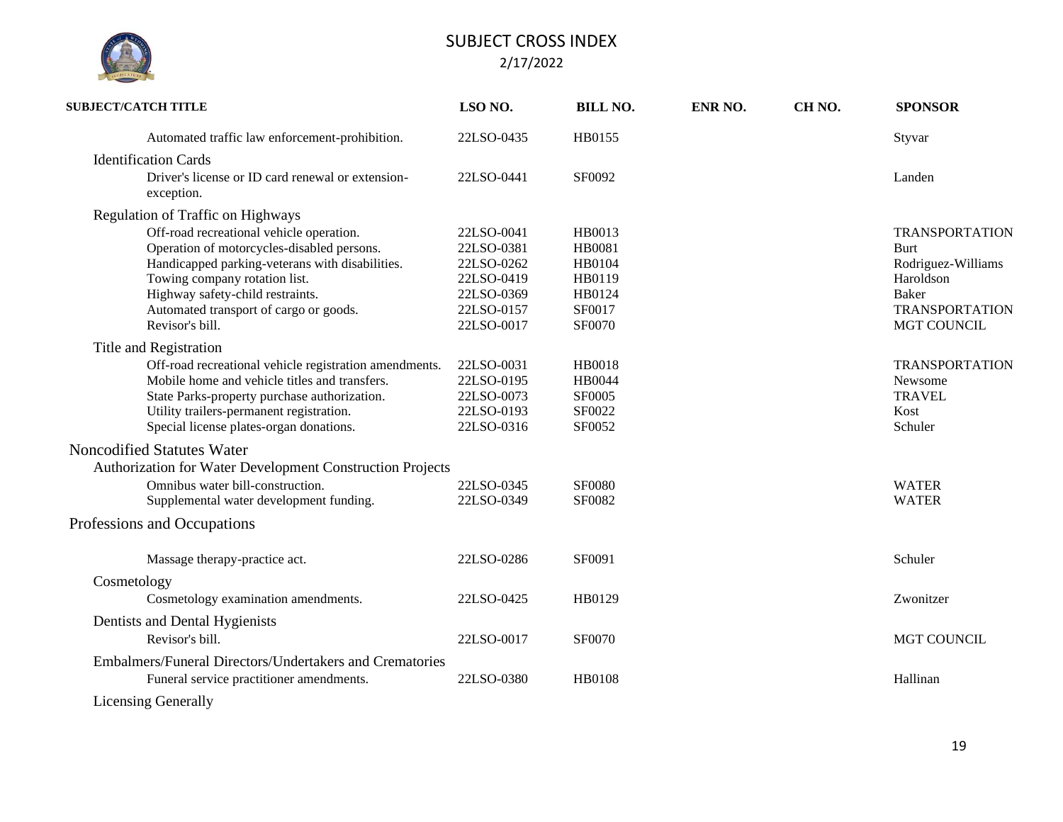# SUBJECT CROSS INDEX

2/17/2022

| SUBJECT/CATCH TITLE | LSO NO. | BILL NO. | ENR NO. | CH NO. | SPONSOR |
|---|---|---|---|---|---|
| Automated traffic law enforcement-prohibition. | 22LSO-0435 | HB0155 | | | Styvar |
| **Identification Cards** | | | | | |
| Driver's license or ID card renewal or extension-exception. | 22LSO-0441 | SF0092 | | | Landen |
| **Regulation of Traffic on Highways** | | | | | |
| Off-road recreational vehicle operation. | 22LSO-0041 | HB0013 | | | TRANSPORTATION |
| Operation of motorcycles-disabled persons. | 22LSO-0381 | HB0081 | | | Burt |
| Handicapped parking-veterans with disabilities. | 22LSO-0262 | HB0104 | | | Rodriguez-Williams |
| Towing company rotation list. | 22LSO-0419 | HB0119 | | | Haroldson |
| Highway safety-child restraints. | 22LSO-0369 | HB0124 | | | Baker |
| Automated transport of cargo or goods. | 22LSO-0157 | SF0017 | | | TRANSPORTATION |
| Revisor's bill. | 22LSO-0017 | SF0070 | | | MGT COUNCIL |
| **Title and Registration** | | | | | |
| Off-road recreational vehicle registration amendments. | 22LSO-0031 | HB0018 | | | TRANSPORTATION |
| Mobile home and vehicle titles and transfers. | 22LSO-0195 | HB0044 | | | Newsome |
| State Parks-property purchase authorization. | 22LSO-0073 | SF0005 | | | TRAVEL |
| Utility trailers-permanent registration. | 22LSO-0193 | SF0022 | | | Kost |
| Special license plates-organ donations. | 22LSO-0316 | SF0052 | | | Schuler |
| **Noncodified Statutes Water** | | | | | |
| **Authorization for Water Development Construction Projects** | | | | | |
| Omnibus water bill-construction. | 22LSO-0345 | SF0080 | | | WATER |
| Supplemental water development funding. | 22LSO-0349 | SF0082 | | | WATER |
| **Professions and Occupations** | | | | | |
| Massage therapy-practice act. | 22LSO-0286 | SF0091 | | | Schuler |
| **Cosmetology** | | | | | |
| Cosmetology examination amendments. | 22LSO-0425 | HB0129 | | | Zwonitzer |
| **Dentists and Dental Hygienists** | | | | | |
| Revisor's bill. | 22LSO-0017 | SF0070 | | | MGT COUNCIL |
| **Embalmers/Funeral Directors/Undertakers and Crematories** | | | | | |
| Funeral service practitioner amendments. | 22LSO-0380 | HB0108 | | | Hallinan |
| **Licensing Generally** | | | | | |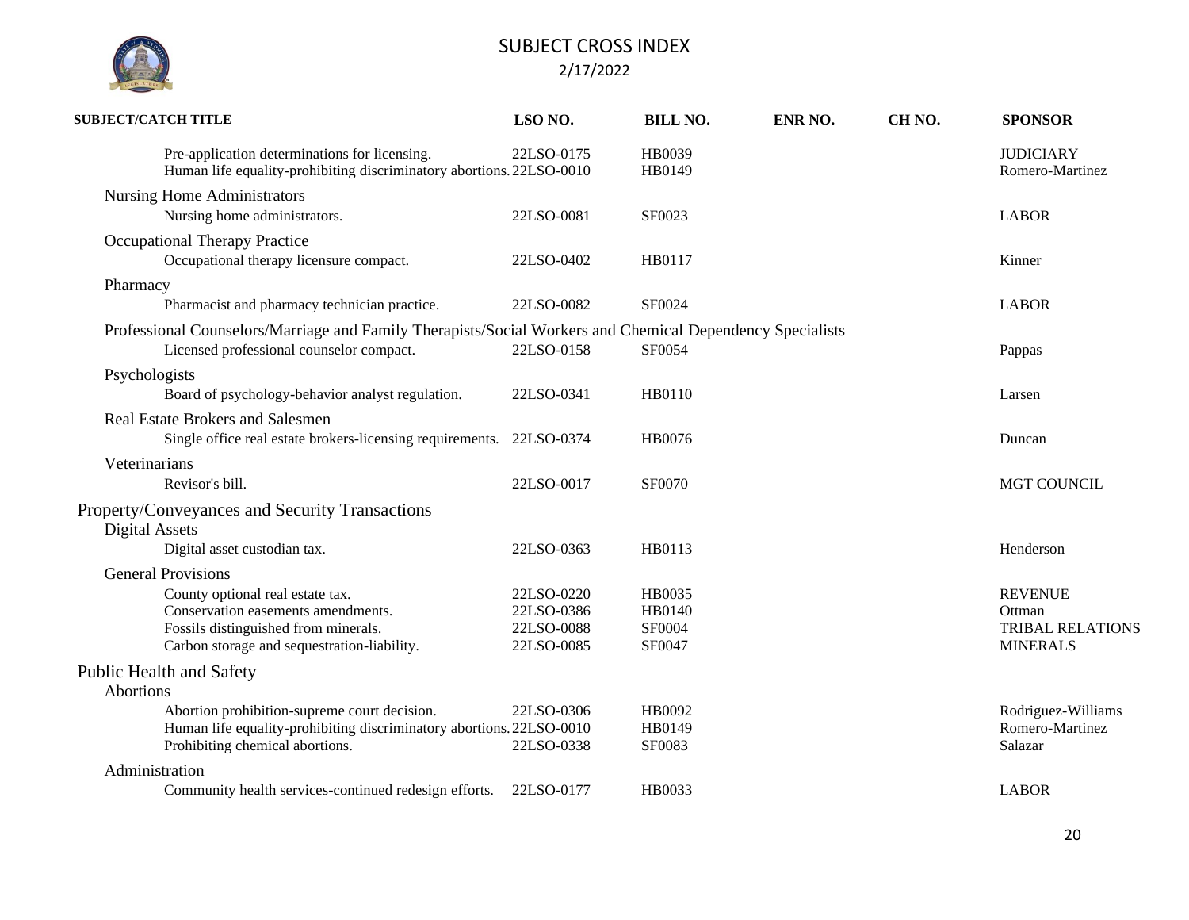# SUBJECT CROSS INDEX

2/17/2022

| SUBJECT/CATCH TITLE | LSO NO. | BILL NO. | ENR NO. | CH NO. | SPONSOR |
|---|---|---|---|---|---|
| Pre-application determinations for licensing. | 22LSO-0175 | HB0039 | | | JUDICIARY |
| Human life equality-prohibiting discriminatory abortions. | 22LSO-0010 | HB0149 | | | Romero-Martinez |
| **Nursing Home Administrators** | | | | | |
| Nursing home administrators. | 22LSO-0081 | SF0023 | | | LABOR |
| **Occupational Therapy Practice** | | | | | |
| Occupational therapy licensure compact. | 22LSO-0402 | HB0117 | | | Kinner |
| **Pharmacy** | | | | | |
| Pharmacist and pharmacy technician practice. | 22LSO-0082 | SF0024 | | | LABOR |
| **Professional Counselors/Marriage and Family Therapists/Social Workers and Chemical Dependency Specialists** | | | | | |
| Licensed professional counselor compact. | 22LSO-0158 | SF0054 | | | Pappas |
| **Psychologists** | | | | | |
| Board of psychology-behavior analyst regulation. | 22LSO-0341 | HB0110 | | | Larsen |
| **Real Estate Brokers and Salesmen** | | | | | |
| Single office real estate brokers-licensing requirements. | 22LSO-0374 | HB0076 | | | Duncan |
| **Veterinarians** | | | | | |
| Revisor's bill. | 22LSO-0017 | SF0070 | | | MGT COUNCIL |
| **Property/Conveyances and Security Transactions** | | | | | |
| **Digital Assets** | | | | | |
| Digital asset custodian tax. | 22LSO-0363 | HB0113 | | | Henderson |
| **General Provisions** | | | | | |
| County optional real estate tax. | 22LSO-0220 | HB0035 | | | REVENUE |
| Conservation easements amendments. | 22LSO-0386 | HB0140 | | | Ottman |
| Fossils distinguished from minerals. | 22LSO-0088 | SF0004 | | | TRIBAL RELATIONS |
| Carbon storage and sequestration-liability. | 22LSO-0085 | SF0047 | | | MINERALS |
| **Public Health and Safety** | | | | | |
| **Abortions** | | | | | |
| Abortion prohibition-supreme court decision. | 22LSO-0306 | HB0092 | | | Rodriguez-Williams |
| Human life equality-prohibiting discriminatory abortions. | 22LSO-0010 | HB0149 | | | Romero-Martinez |
| Prohibiting chemical abortions. | 22LSO-0338 | SF0083 | | | Salazar |
| **Administration** | | | | | |
| Community health services-continued redesign efforts. | 22LSO-0177 | HB0033 | | | LABOR |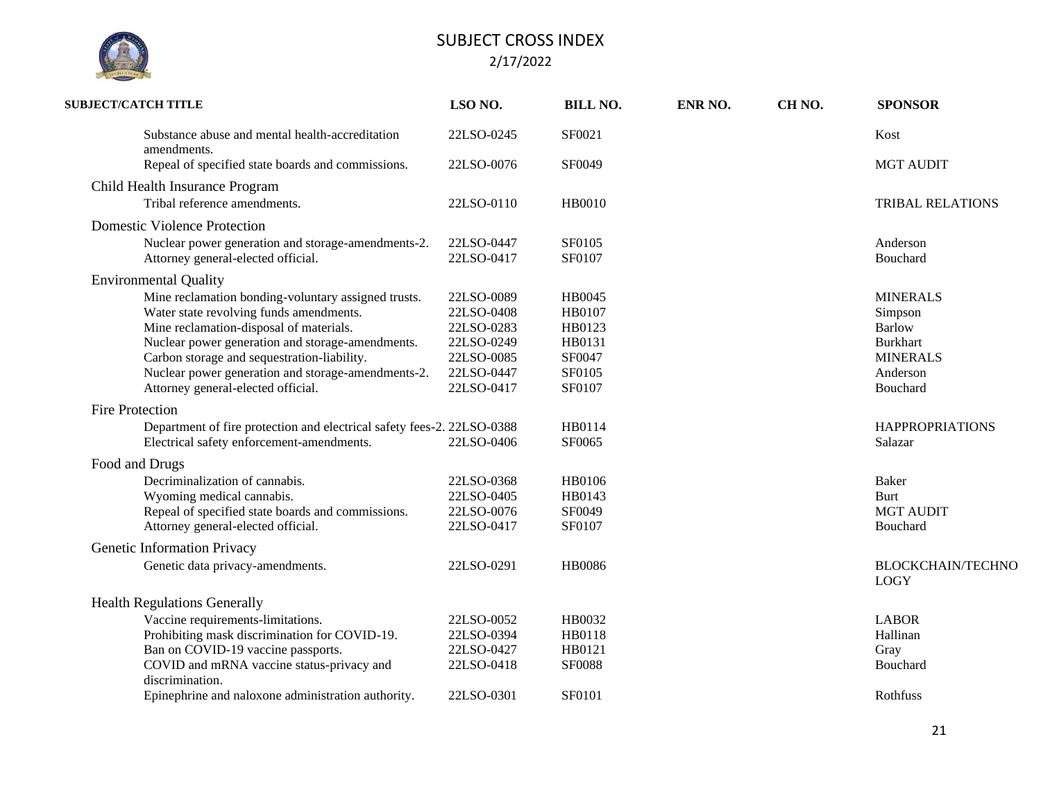# SUBJECT CROSS INDEX

2/17/2022

| SUBJECT/CATCH TITLE | LSO NO. | BILL NO. | ENR NO. | CH NO. | SPONSOR |
|---|---|---|---|---|---|
| Substance abuse and mental health-accreditation amendments. | 22LSO-0245 | SF0021 | | | Kost |
| Repeal of specified state boards and commissions. | 22LSO-0076 | SF0049 | | | MGT AUDIT |
| **Child Health Insurance Program** | | | | | |
| Tribal reference amendments. | 22LSO-0110 | HB0010 | | | TRIBAL RELATIONS |
| **Domestic Violence Protection** | | | | | |
| Nuclear power generation and storage-amendments-2. | 22LSO-0447 | SF0105 | | | Anderson |
| Attorney general-elected official. | 22LSO-0417 | SF0107 | | | Bouchard |
| **Environmental Quality** | | | | | |
| Mine reclamation bonding-voluntary assigned trusts. | 22LSO-0089 | HB0045 | | | MINERALS |
| Water state revolving funds amendments. | 22LSO-0408 | HB0107 | | | Simpson |
| Mine reclamation-disposal of materials. | 22LSO-0283 | HB0123 | | | Barlow |
| Nuclear power generation and storage-amendments. | 22LSO-0249 | HB0131 | | | Burkhart |
| Carbon storage and sequestration-liability. | 22LSO-0085 | SF0047 | | | MINERALS |
| Nuclear power generation and storage-amendments-2. | 22LSO-0447 | SF0105 | | | Anderson |
| Attorney general-elected official. | 22LSO-0417 | SF0107 | | | Bouchard |
| **Fire Protection** | | | | | |
| Department of fire protection and electrical safety fees-2. | 22LSO-0388 | HB0114 | | | HAPPROPRIATIONS |
| Electrical safety enforcement-amendments. | 22LSO-0406 | SF0065 | | | Salazar |
| **Food and Drugs** | | | | | |
| Decriminalization of cannabis. | 22LSO-0368 | HB0106 | | | Baker |
| Wyoming medical cannabis. | 22LSO-0405 | HB0143 | | | Burt |
| Repeal of specified state boards and commissions. | 22LSO-0076 | SF0049 | | | MGT AUDIT |
| Attorney general-elected official. | 22LSO-0417 | SF0107 | | | Bouchard |
| **Genetic Information Privacy** | | | | | |
| Genetic data privacy-amendments. | 22LSO-0291 | HB0086 | | | BLOCKCHAIN/TECHNOLOGY |
| **Health Regulations Generally** | | | | | |
| Vaccine requirements-limitations. | 22LSO-0052 | HB0032 | | | LABOR |
| Prohibiting mask discrimination for COVID-19. | 22LSO-0394 | HB0118 | | | Hallinan |
| Ban on COVID-19 vaccine passports. | 22LSO-0427 | HB0121 | | | Gray |
| COVID and mRNA vaccine status-privacy and discrimination. | 22LSO-0418 | SF0088 | | | Bouchard |
| Epinephrine and naloxone administration authority. | 22LSO-0301 | SF0101 | | | Rothfuss |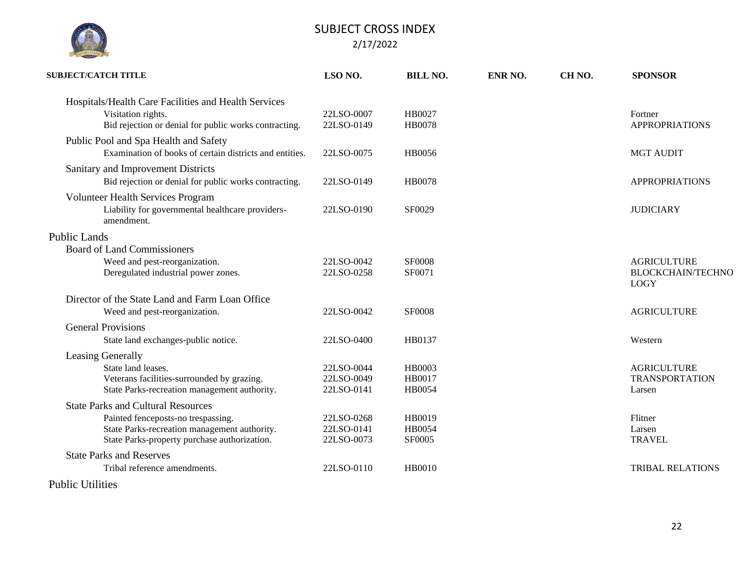# SUBJECT CROSS INDEX

2/17/2022

| SUBJECT/CATCH TITLE | LSO NO. | BILL NO. | ENR NO. | CH NO. | SPONSOR |
|---|---|---|---|---|---|
| Hospitals/Health Care Facilities and Health Services | | | | | |
| Visitation rights. | 22LSO-0007 | HB0027 | | | Fortner |
| Bid rejection or denial for public works contracting. | 22LSO-0149 | HB0078 | | | APPROPRIATIONS |
| Public Pool and Spa Health and Safety | | | | | |
| Examination of books of certain districts and entities. | 22LSO-0075 | HB0056 | | | MGT AUDIT |
| Sanitary and Improvement Districts | | | | | |
| Bid rejection or denial for public works contracting. | 22LSO-0149 | HB0078 | | | APPROPRIATIONS |
| Volunteer Health Services Program | | | | | |
| Liability for governmental healthcare providers-amendment. | 22LSO-0190 | SF0029 | | | JUDICIARY |
| **Public Lands** | | | | | |
| Board of Land Commissioners | | | | | |
| Weed and pest-reorganization. | 22LSO-0042 | SF0008 | | | AGRICULTURE |
| Deregulated industrial power zones. | 22LSO-0258 | SF0071 | | | BLOCKCHAIN/TECHNOLOGY |
| Director of the State Land and Farm Loan Office | | | | | |
| Weed and pest-reorganization. | 22LSO-0042 | SF0008 | | | AGRICULTURE |
| General Provisions | | | | | |
| State land exchanges-public notice. | 22LSO-0400 | HB0137 | | | Western |
| Leasing Generally | | | | | |
| State land leases. | 22LSO-0044 | HB0003 | | | AGRICULTURE |
| Veterans facilities-surrounded by grazing. | 22LSO-0049 | HB0017 | | | TRANSPORTATION |
| State Parks-recreation management authority. | 22LSO-0141 | HB0054 | | | Larsen |
| State Parks and Cultural Resources | | | | | |
| Painted fenceposts-no trespassing. | 22LSO-0268 | HB0019 | | | Flitner |
| State Parks-recreation management authority. | 22LSO-0141 | HB0054 | | | Larsen |
| State Parks-property purchase authorization. | 22LSO-0073 | SF0005 | | | TRAVEL |
| State Parks and Reserves | | | | | |
| Tribal reference amendments. | 22LSO-0110 | HB0010 | | | TRIBAL RELATIONS |
| **Public Utilities** | | | | | |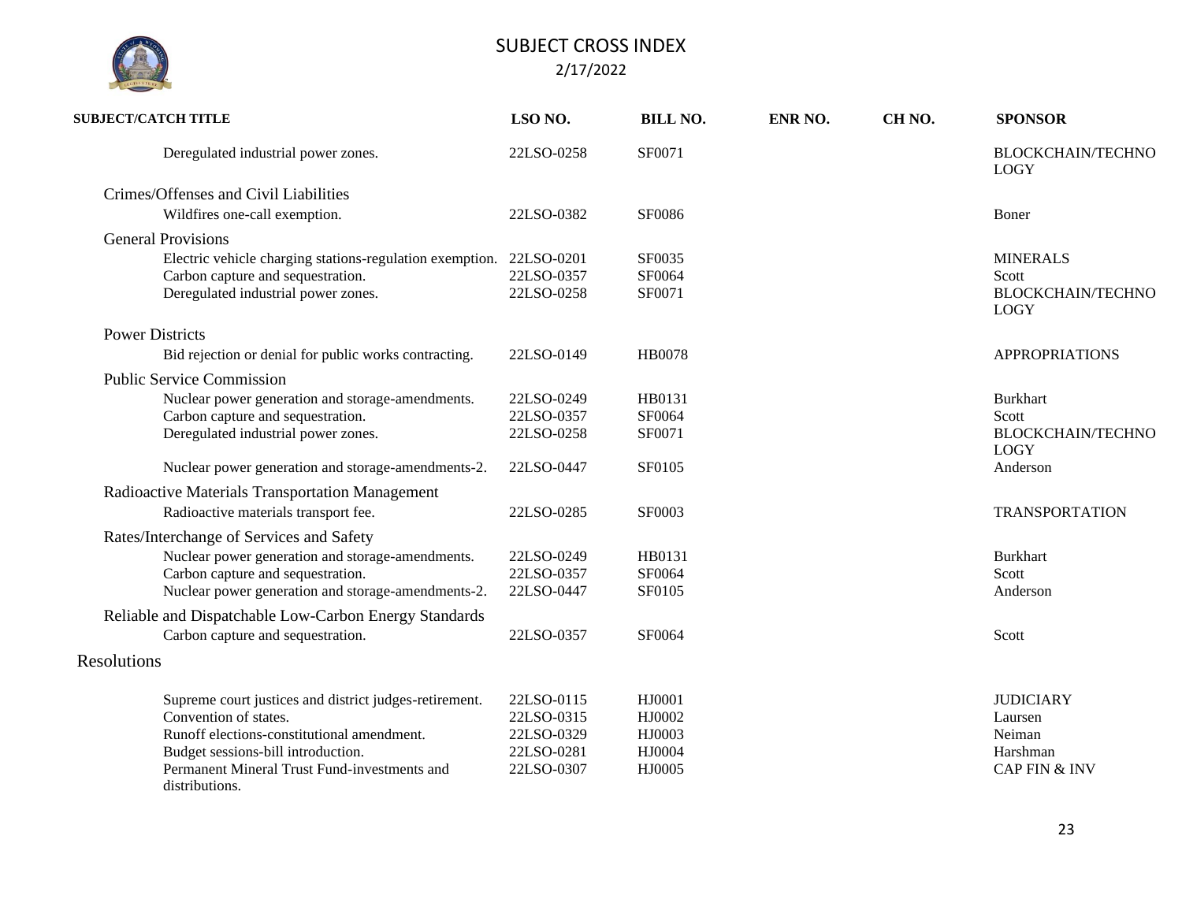# SUBJECT CROSS INDEX

2/17/2022

| SUBJECT/CATCH TITLE | LSO NO. | BILL NO. | ENR NO. | CH NO. | SPONSOR |
|---|---|---|---|---|---|
| Deregulated industrial power zones. | 22LSO-0258 | SF0071 | | | BLOCKCHAIN/TECHNOLOGY |
| **Crimes/Offenses and Civil Liabilities** | | | | | |
| Wildfires one-call exemption. | 22LSO-0382 | SF0086 | | | Boner |
| **General Provisions** | | | | | |
| Electric vehicle charging stations-regulation exemption. | 22LSO-0201 | SF0035 | | | MINERALS |
| Carbon capture and sequestration. | 22LSO-0357 | SF0064 | | | Scott |
| Deregulated industrial power zones. | 22LSO-0258 | SF0071 | | | BLOCKCHAIN/TECHNOLOGY |
| **Power Districts** | | | | | |
| Bid rejection or denial for public works contracting. | 22LSO-0149 | HB0078 | | | APPROPRIATIONS |
| **Public Service Commission** | | | | | |
| Nuclear power generation and storage-amendments. | 22LSO-0249 | HB0131 | | | Burkhart |
| Carbon capture and sequestration. | 22LSO-0357 | SF0064 | | | Scott |
| Deregulated industrial power zones. | 22LSO-0258 | SF0071 | | | BLOCKCHAIN/TECHNOLOGY |
| Nuclear power generation and storage-amendments-2. | 22LSO-0447 | SF0105 | | | Anderson |
| **Radioactive Materials Transportation Management** | | | | | |
| Radioactive materials transport fee. | 22LSO-0285 | SF0003 | | | TRANSPORTATION |
| **Rates/Interchange of Services and Safety** | | | | | |
| Nuclear power generation and storage-amendments. | 22LSO-0249 | HB0131 | | | Burkhart |
| Carbon capture and sequestration. | 22LSO-0357 | SF0064 | | | Scott |
| Nuclear power generation and storage-amendments-2. | 22LSO-0447 | SF0105 | | | Anderson |
| **Reliable and Dispatchable Low-Carbon Energy Standards** | | | | | |
| Carbon capture and sequestration. | 22LSO-0357 | SF0064 | | | Scott |

## Resolutions

| SUBJECT/CATCH TITLE | LSO NO. | BILL NO. | ENR NO. | CH NO. | SPONSOR |
|---|---|---|---|---|---|
| Supreme court justices and district judges-retirement. | 22LSO-0115 | HJ0001 | | | JUDICIARY |
| Convention of states. | 22LSO-0315 | HJ0002 | | | Laursen |
| Runoff elections-constitutional amendment. | 22LSO-0329 | HJ0003 | | | Neiman |
| Budget sessions-bill introduction. | 22LSO-0281 | HJ0004 | | | Harshman |
| Permanent Mineral Trust Fund-investments and distributions. | 22LSO-0307 | HJ0005 | | | CAP FIN & INV |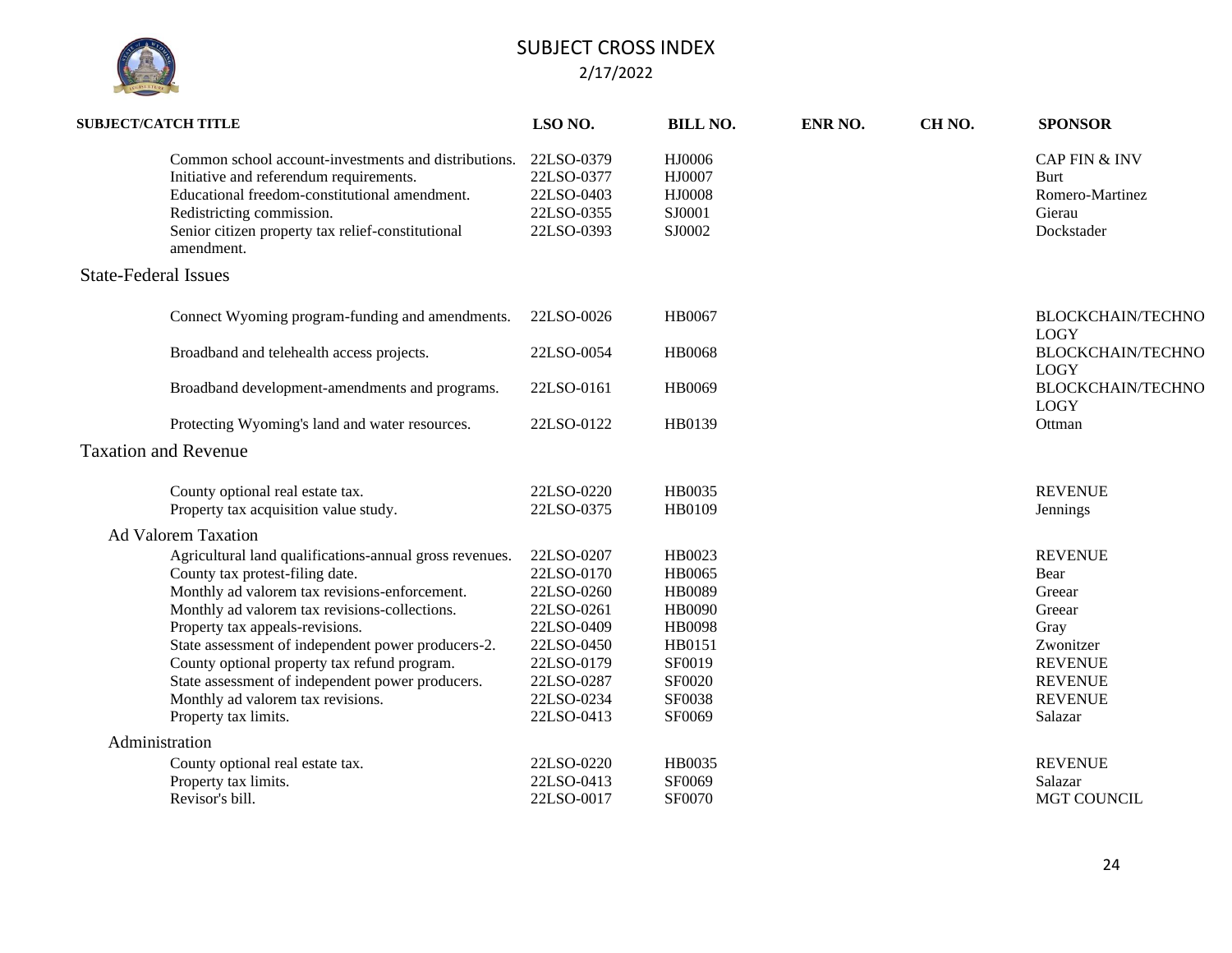# SUBJECT CROSS INDEX

2/17/2022

| SUBJECT/CATCH TITLE | LSO NO. | BILL NO. | ENR NO. | CH NO. | SPONSOR |
|---|---|---|---|---|---|
| Common school account-investments and distributions. | 22LSO-0379 | HJ0006 | | | CAP FIN & INV |
| Initiative and referendum requirements. | 22LSO-0377 | HJ0007 | | | Burt |
| Educational freedom-constitutional amendment. | 22LSO-0403 | HJ0008 | | | Romero-Martinez |
| Redistricting commission. | 22LSO-0355 | SJ0001 | | | Gierau |
| Senior citizen property tax relief-constitutional amendment. | 22LSO-0393 | SJ0002 | | | Dockstader |
| **State-Federal Issues** | | | | | |
| Connect Wyoming program-funding and amendments. | 22LSO-0026 | HB0067 | | | BLOCKCHAIN/TECHNOLOGY |
| Broadband and telehealth access projects. | 22LSO-0054 | HB0068 | | | BLOCKCHAIN/TECHNOLOGY |
| Broadband development-amendments and programs. | 22LSO-0161 | HB0069 | | | BLOCKCHAIN/TECHNOLOGY |
| Protecting Wyoming's land and water resources. | 22LSO-0122 | HB0139 | | | Ottman |
| **Taxation and Revenue** | | | | | |
| County optional real estate tax. | 22LSO-0220 | HB0035 | | | REVENUE |
| Property tax acquisition value study. | 22LSO-0375 | HB0109 | | | Jennings |
| **Ad Valorem Taxation** | | | | | |
| Agricultural land qualifications-annual gross revenues. | 22LSO-0207 | HB0023 | | | REVENUE |
| County tax protest-filing date. | 22LSO-0170 | HB0065 | | | Bear |
| Monthly ad valorem tax revisions-enforcement. | 22LSO-0260 | HB0089 | | | Greear |
| Monthly ad valorem tax revisions-collections. | 22LSO-0261 | HB0090 | | | Greear |
| Property tax appeals-revisions. | 22LSO-0409 | HB0098 | | | Gray |
| State assessment of independent power producers-2. | 22LSO-0450 | HB0151 | | | Zwonitzer |
| County optional property tax refund program. | 22LSO-0179 | SF0019 | | | REVENUE |
| State assessment of independent power producers. | 22LSO-0287 | SF0020 | | | REVENUE |
| Monthly ad valorem tax revisions. | 22LSO-0234 | SF0038 | | | REVENUE |
| Property tax limits. | 22LSO-0413 | SF0069 | | | Salazar |
| **Administration** | | | | | |
| County optional real estate tax. | 22LSO-0220 | HB0035 | | | REVENUE |
| Property tax limits. | 22LSO-0413 | SF0069 | | | Salazar |
| Revisor's bill. | 22LSO-0017 | SF0070 | | | MGT COUNCIL |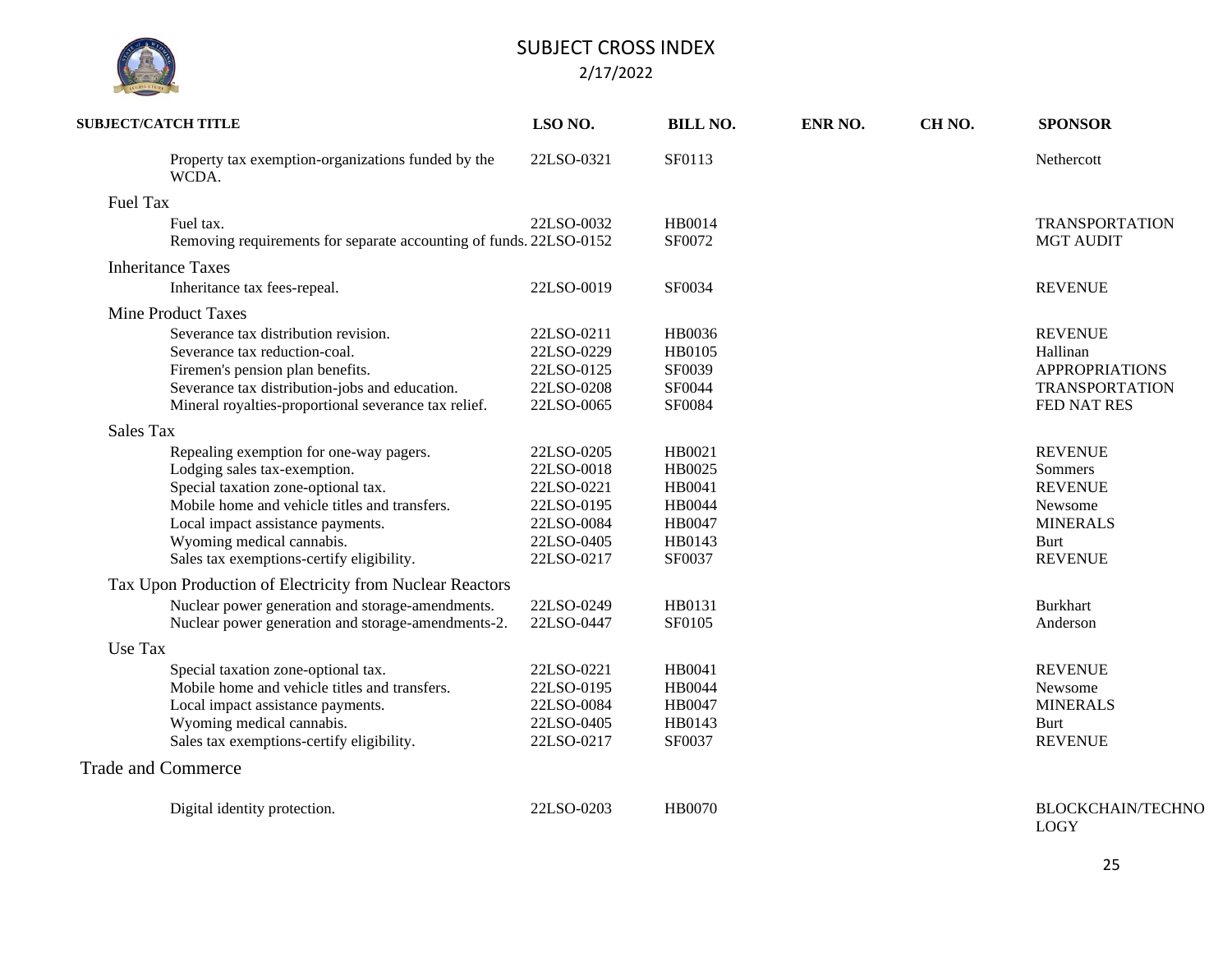# SUBJECT CROSS INDEX

2/17/2022

| SUBJECT/CATCH TITLE | LSO NO. | BILL NO. | ENR NO. | CH NO. | SPONSOR |
|---|---|---|---|---|---|
| Property tax exemption-organizations funded by the WCDA. | 22LSO-0321 | SF0113 | | | Nethercott |
| **Fuel Tax** | | | | | |
| Fuel tax. | 22LSO-0032 | HB0014 | | | TRANSPORTATION |
| Removing requirements for separate accounting of funds. | 22LSO-0152 | SF0072 | | | MGT AUDIT |
| **Inheritance Taxes** | | | | | |
| Inheritance tax fees-repeal. | 22LSO-0019 | SF0034 | | | REVENUE |
| **Mine Product Taxes** | | | | | |
| Severance tax distribution revision. | 22LSO-0211 | HB0036 | | | REVENUE |
| Severance tax reduction-coal. | 22LSO-0229 | HB0105 | | | Hallinan |
| Firemen's pension plan benefits. | 22LSO-0125 | SF0039 | | | APPROPRIATIONS |
| Severance tax distribution-jobs and education. | 22LSO-0208 | SF0044 | | | TRANSPORTATION |
| Mineral royalties-proportional severance tax relief. | 22LSO-0065 | SF0084 | | | FED NAT RES |
| **Sales Tax** | | | | | |
| Repealing exemption for one-way pagers. | 22LSO-0205 | HB0021 | | | REVENUE |
| Lodging sales tax-exemption. | 22LSO-0018 | HB0025 | | | Sommers |
| Special taxation zone-optional tax. | 22LSO-0221 | HB0041 | | | REVENUE |
| Mobile home and vehicle titles and transfers. | 22LSO-0195 | HB0044 | | | Newsome |
| Local impact assistance payments. | 22LSO-0084 | HB0047 | | | MINERALS |
| Wyoming medical cannabis. | 22LSO-0405 | HB0143 | | | Burt |
| Sales tax exemptions-certify eligibility. | 22LSO-0217 | SF0037 | | | REVENUE |
| **Tax Upon Production of Electricity from Nuclear Reactors** | | | | | |
| Nuclear power generation and storage-amendments. | 22LSO-0249 | HB0131 | | | Burkhart |
| Nuclear power generation and storage-amendments-2. | 22LSO-0447 | SF0105 | | | Anderson |
| **Use Tax** | | | | | |
| Special taxation zone-optional tax. | 22LSO-0221 | HB0041 | | | REVENUE |
| Mobile home and vehicle titles and transfers. | 22LSO-0195 | HB0044 | | | Newsome |
| Local impact assistance payments. | 22LSO-0084 | HB0047 | | | MINERALS |
| Wyoming medical cannabis. | 22LSO-0405 | HB0143 | | | Burt |
| Sales tax exemptions-certify eligibility. | 22LSO-0217 | SF0037 | | | REVENUE |
| **Trade and Commerce** | | | | | |
| Digital identity protection. | 22LSO-0203 | HB0070 | | | BLOCKCHAIN/TECHNOLOGY |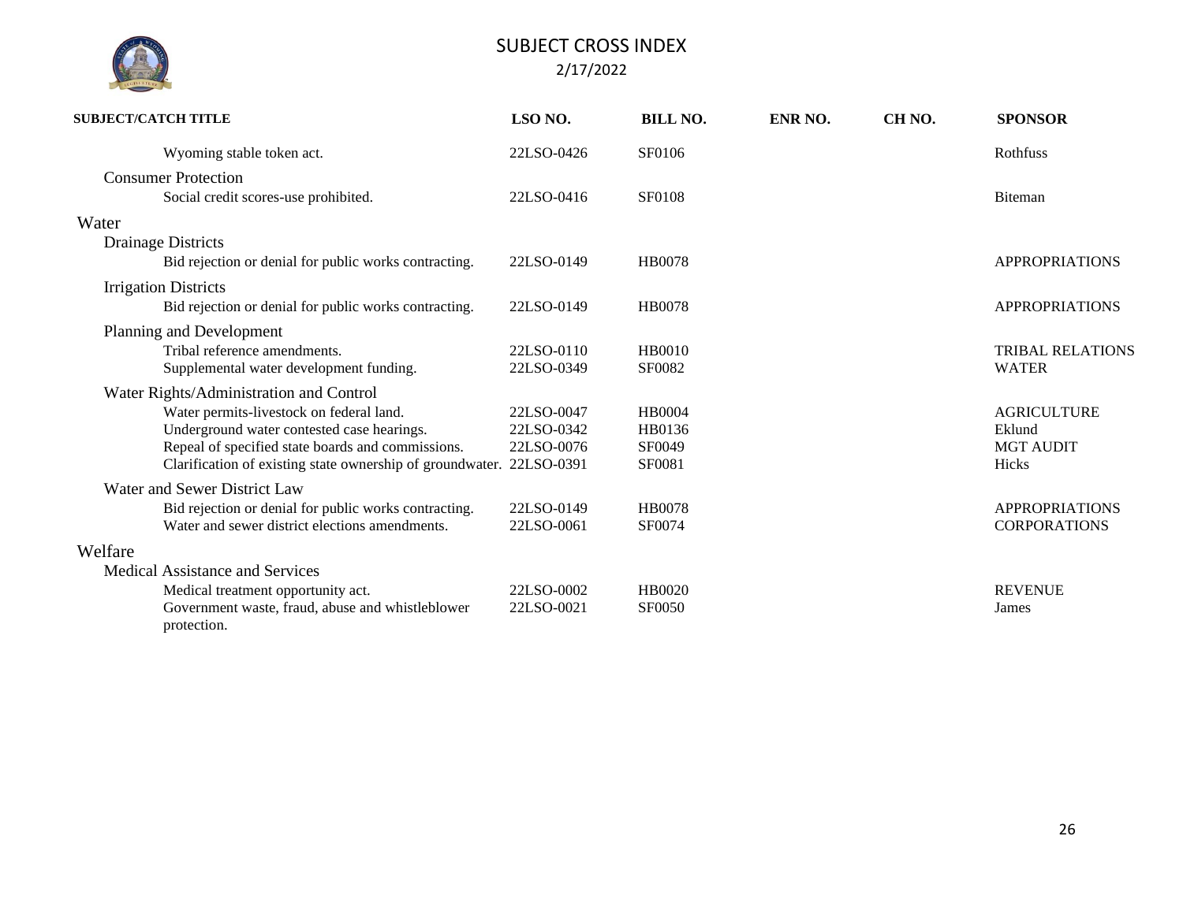# SUBJECT CROSS INDEX

2/17/2022

| SUBJECT/CATCH TITLE | LSO NO. | BILL NO. | ENR NO. | CH NO. | SPONSOR |
|---|---|---|---|---|---|
| Wyoming stable token act. | 22LSO-0426 | SF0106 | | | Rothfuss |
| **Consumer Protection** | | | | | |
| Social credit scores-use prohibited. | 22LSO-0416 | SF0108 | | | Biteman |
| **Water** | | | | | |
| **Drainage Districts** | | | | | |
| Bid rejection or denial for public works contracting. | 22LSO-0149 | HB0078 | | | APPROPRIATIONS |
| **Irrigation Districts** | | | | | |
| Bid rejection or denial for public works contracting. | 22LSO-0149 | HB0078 | | | APPROPRIATIONS |
| **Planning and Development** | | | | | |
| Tribal reference amendments. | 22LSO-0110 | HB0010 | | | TRIBAL RELATIONS |
| Supplemental water development funding. | 22LSO-0349 | SF0082 | | | WATER |
| **Water Rights/Administration and Control** | | | | | |
| Water permits-livestock on federal land. | 22LSO-0047 | HB0004 | | | AGRICULTURE |
| Underground water contested case hearings. | 22LSO-0342 | HB0136 | | | Eklund |
| Repeal of specified state boards and commissions. | 22LSO-0076 | SF0049 | | | MGT AUDIT |
| Clarification of existing state ownership of groundwater. | 22LSO-0391 | SF0081 | | | Hicks |
| **Water and Sewer District Law** | | | | | |
| Bid rejection or denial for public works contracting. | 22LSO-0149 | HB0078 | | | APPROPRIATIONS |
| Water and sewer district elections amendments. | 22LSO-0061 | SF0074 | | | CORPORATIONS |
| **Welfare** | | | | | |
| **Medical Assistance and Services** | | | | | |
| Medical treatment opportunity act. | 22LSO-0002 | HB0020 | | | REVENUE |
| Government waste, fraud, abuse and whistleblower protection. | 22LSO-0021 | SF0050 | | | James |